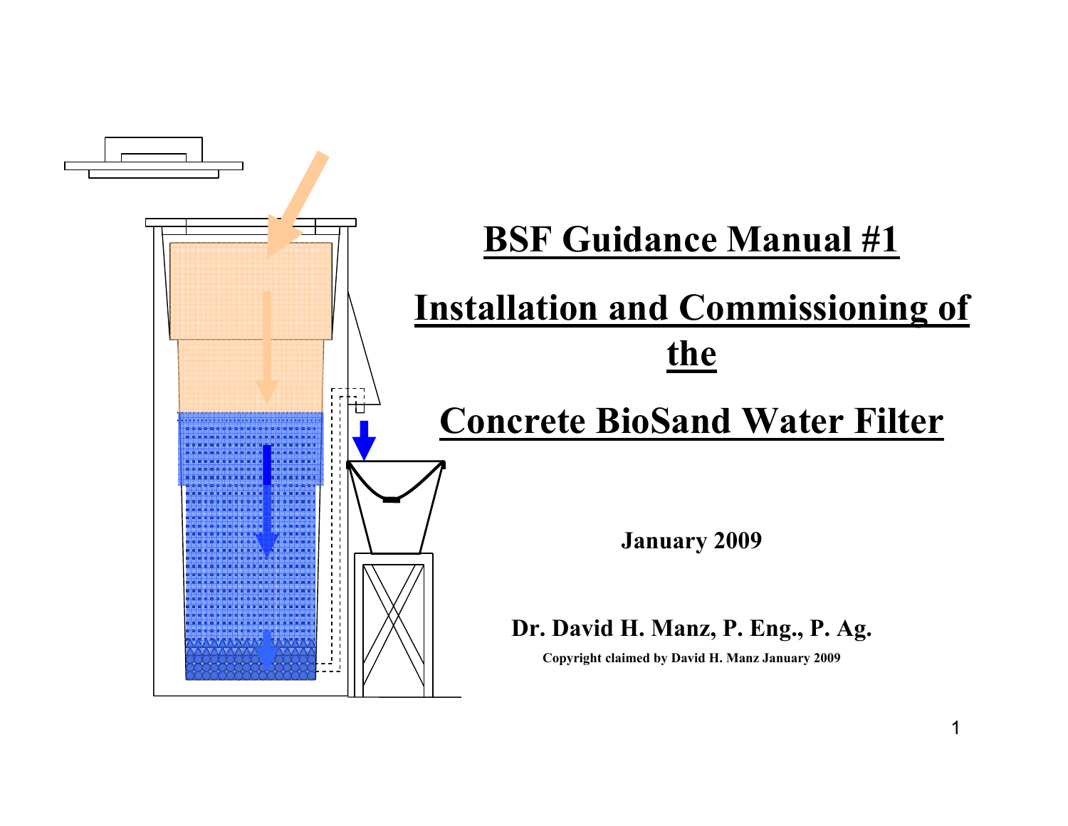# BSF Guidance Manual #1

# Installation and Commissioning of the Concrete BioSand Water Filter

**January 2009**

**Dr. David H. Manz, P. Eng., P. Ag.**

**Copyright claimed by David H. Manz January 2009**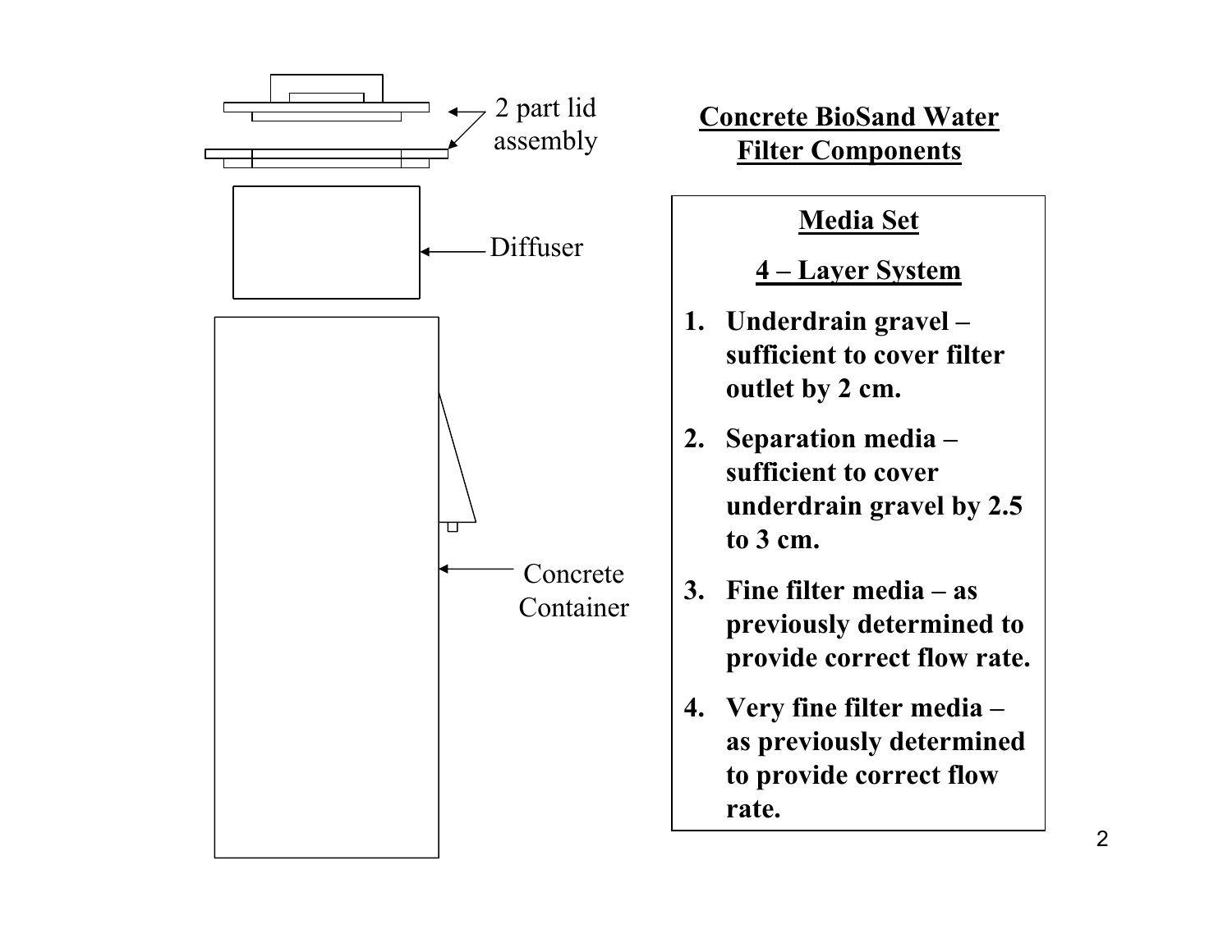2 part lid assembly

Diffuser

Concrete Container

## Concrete BioSand Water Filter Components

### Media Set

### 4 – Layer System

1. **Underdrain gravel – sufficient to cover filter outlet by 2 cm.**
2. **Separation media – sufficient to cover underdrain gravel by 2.5 to 3 cm.**
3. **Fine filter media – as previously determined to provide correct flow rate.**
4. **Very fine filter media – as previously determined to provide correct flow rate.**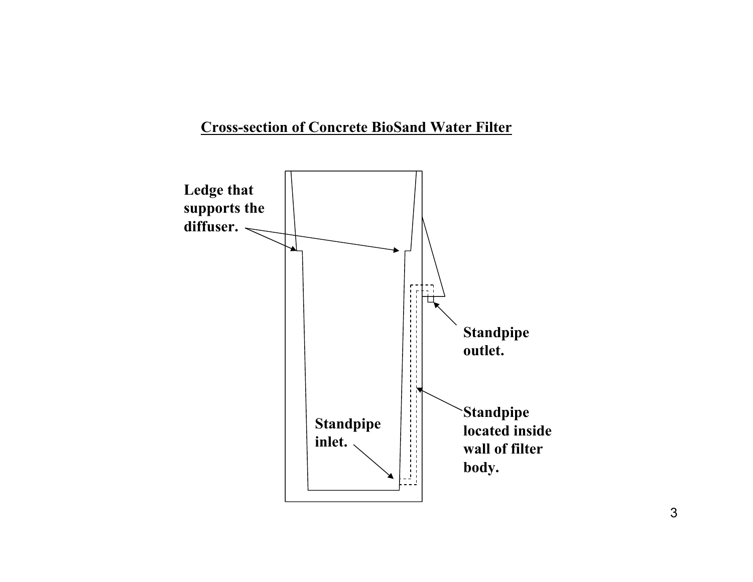**Cross-section of Concrete BioSand Water Filter**

Ledge that supports the diffuser.

Standpipe outlet.

Standpipe located inside wall of filter body.

Standpipe inlet.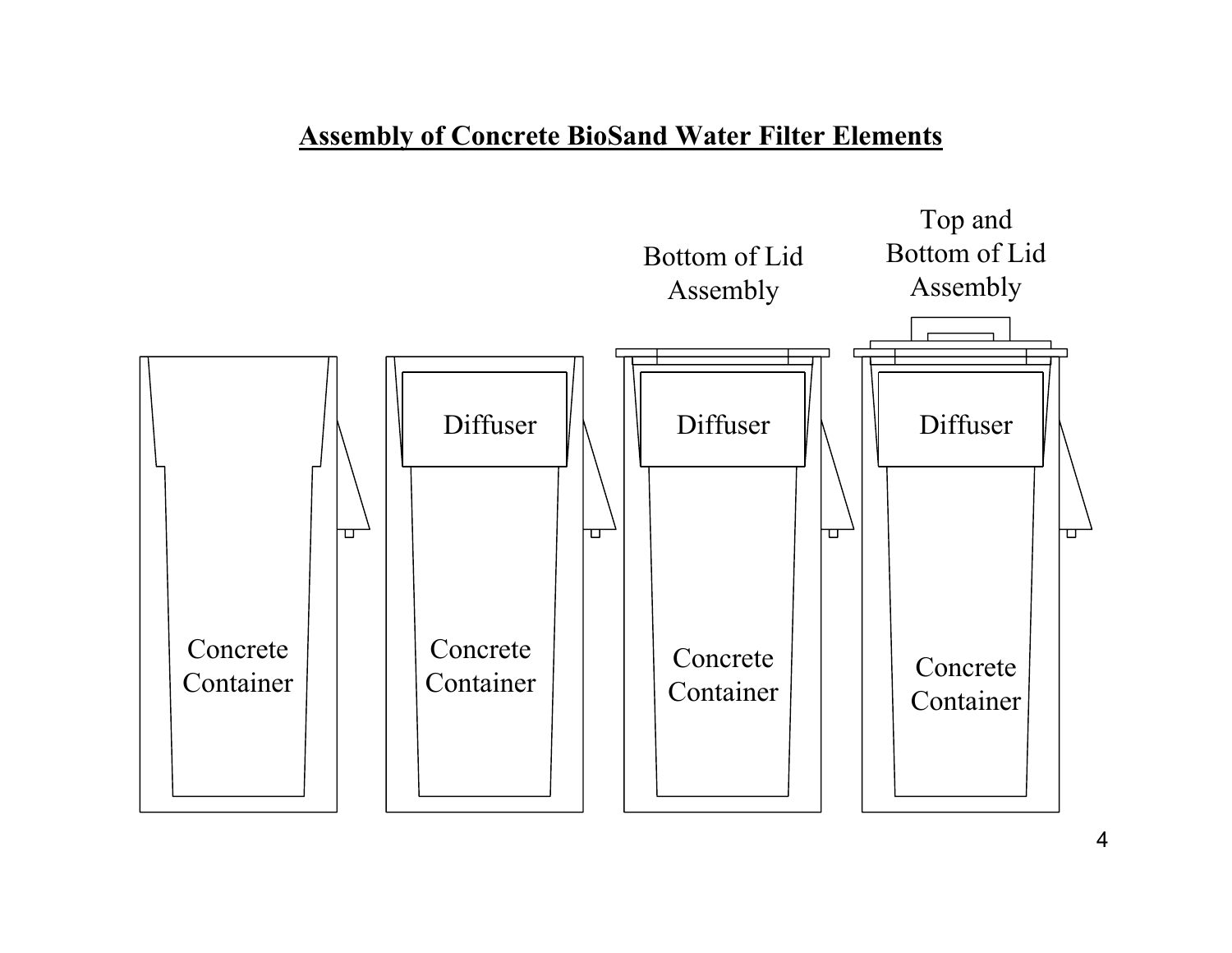## Assembly of Concrete BioSand Water Filter Elements

Top and Bottom of Lid Assembly

Bottom of Lid Assembly

Diffuser

Diffuser

Diffuser

Concrete Container

Concrete Container

Concrete Container

Concrete Container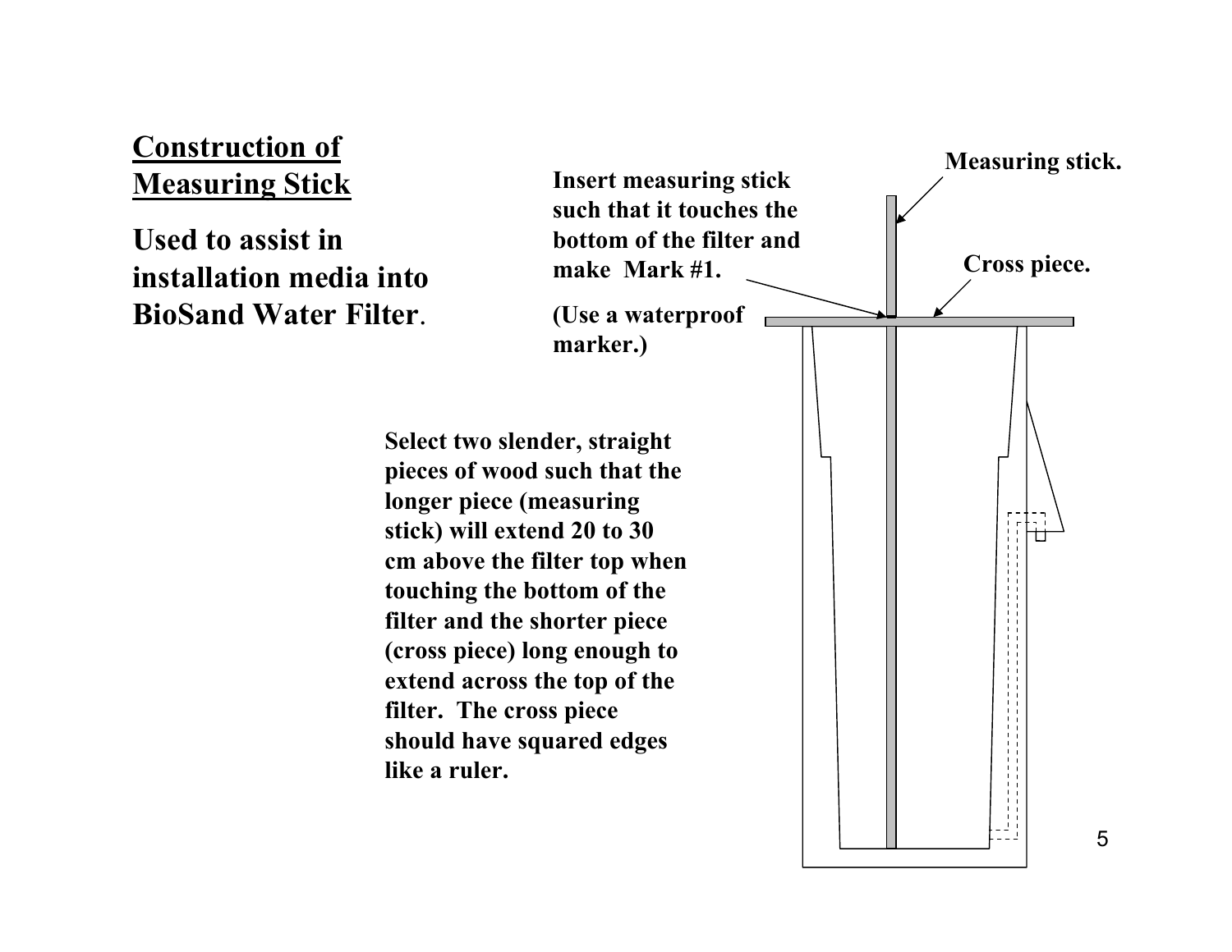## Construction of Measuring Stick

**Used to assist in installation media into BioSand Water Filter.**

**Insert measuring stick such that it touches the bottom of the filter and make Mark #1.**

**(Use a waterproof marker.)**

**Measuring stick.**

**Cross piece.**

**Select two slender, straight pieces of wood such that the longer piece (measuring stick) will extend 20 to 30 cm above the filter top when touching the bottom of the filter and the shorter piece (cross piece) long enough to extend across the top of the filter. The cross piece should have squared edges like a ruler.**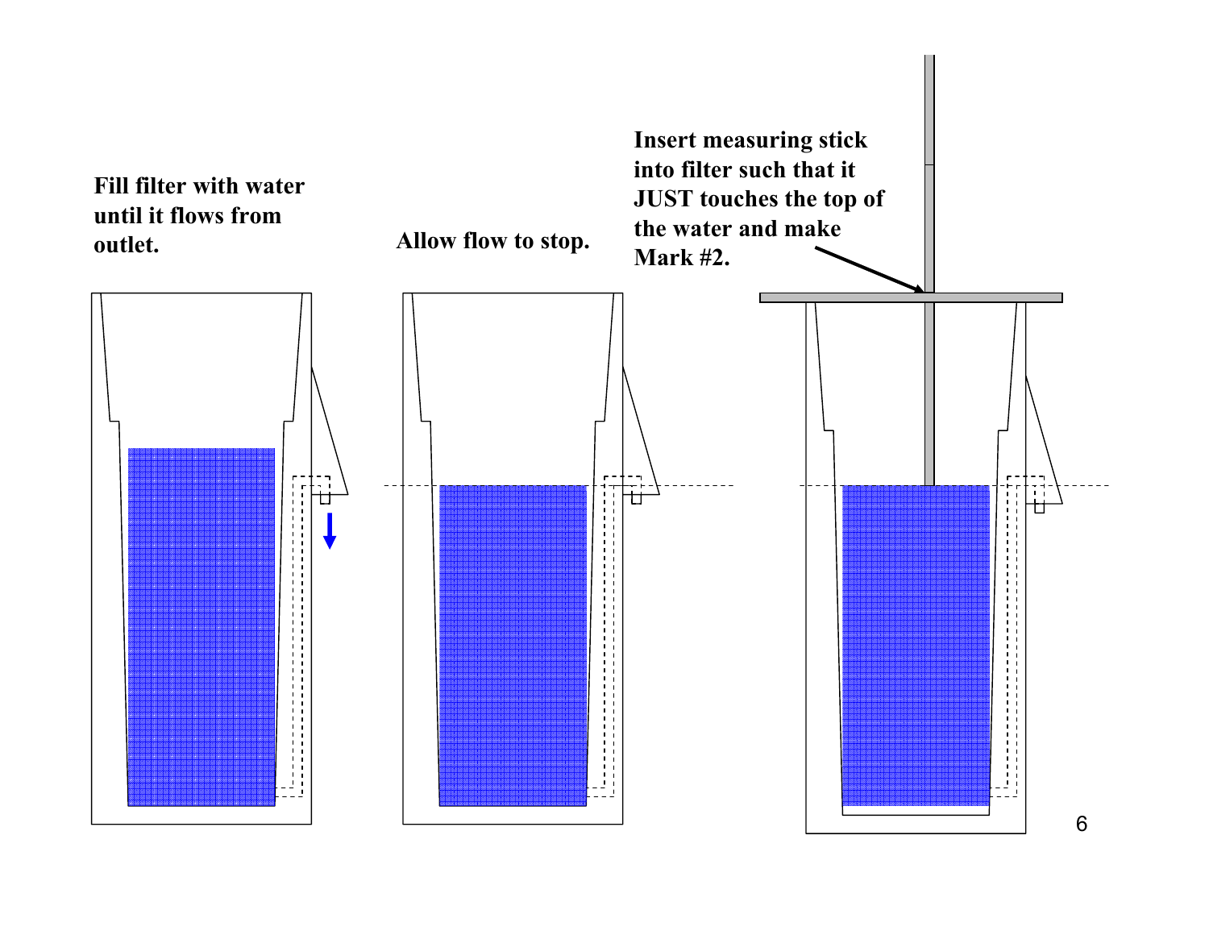**Fill filter with water until it flows from outlet.**

**Allow flow to stop.**

**Insert measuring stick into filter such that it JUST touches the top of the water and make Mark #2.**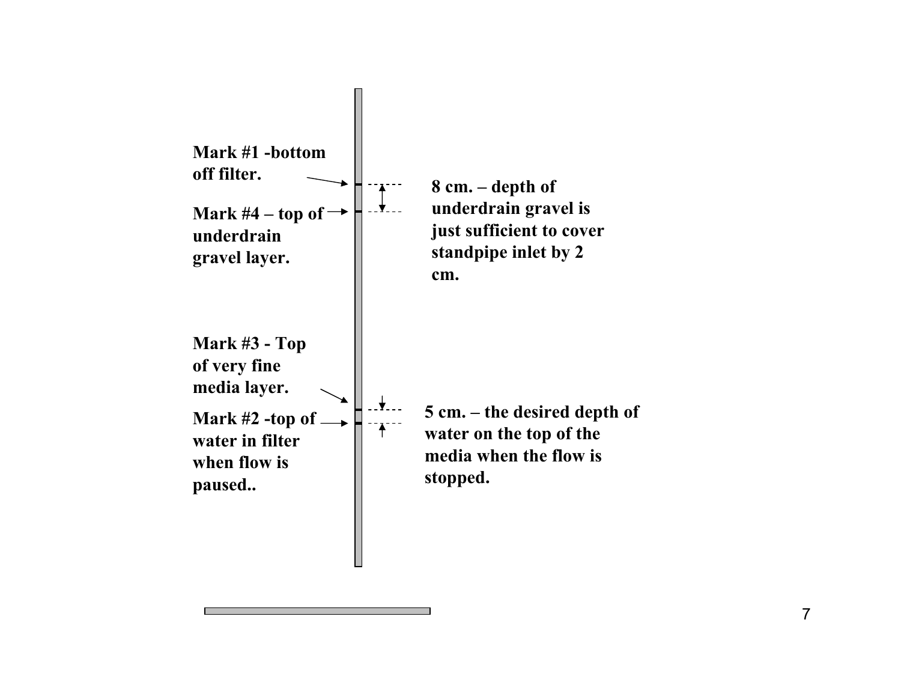Mark #1 -bottom off filter.

Mark #4 – top of underdrain gravel layer.

8 cm. – depth of underdrain gravel is just sufficient to cover standpipe inlet by 2 cm.

Mark #3 - Top of very fine media layer.

Mark #2 -top of water in filter when flow is paused..

5 cm. – the desired depth of water on the top of the media when the flow is stopped.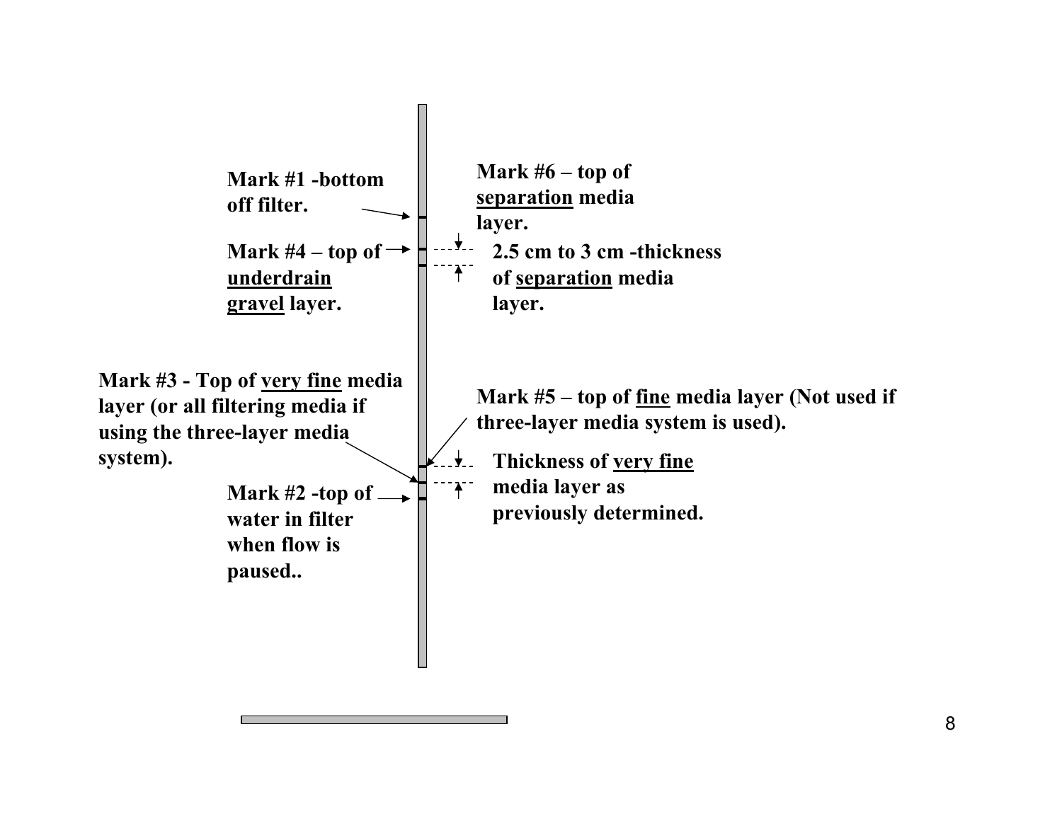Mark #1 -bottom off filter.

Mark #4 – top of **underdrain gravel** layer.

Mark #6 – top of **separation** media layer.

2.5 cm to 3 cm -thickness of **separation** media layer.

Mark #3 - Top of **very fine** media layer (or all filtering media if using the three-layer media system).

Mark #5 – top of **fine** media layer (Not used if three-layer media system is used).

Thickness of **very fine** media layer as previously determined.

Mark #2 -top of water in filter when flow is paused..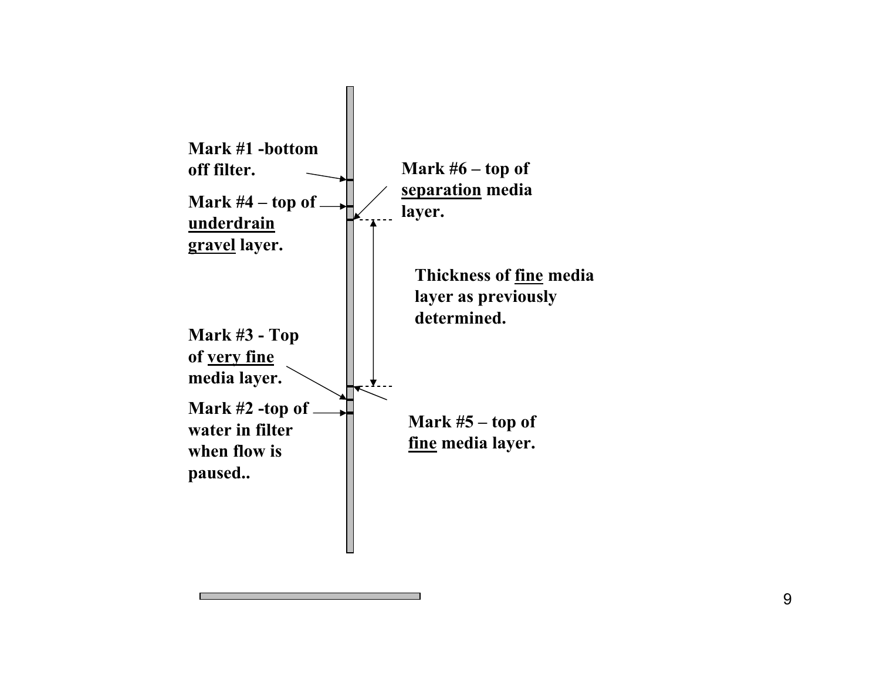**Mark #1 -bottom off filter.**

**Mark #4 – top of underdrain gravel layer.**

**Mark #6 – top of separation media layer.**

**Thickness of fine media layer as previously determined.**

**Mark #3 - Top of very fine media layer.**

**Mark #2 -top of water in filter when flow is paused..**

**Mark #5 – top of fine media layer.**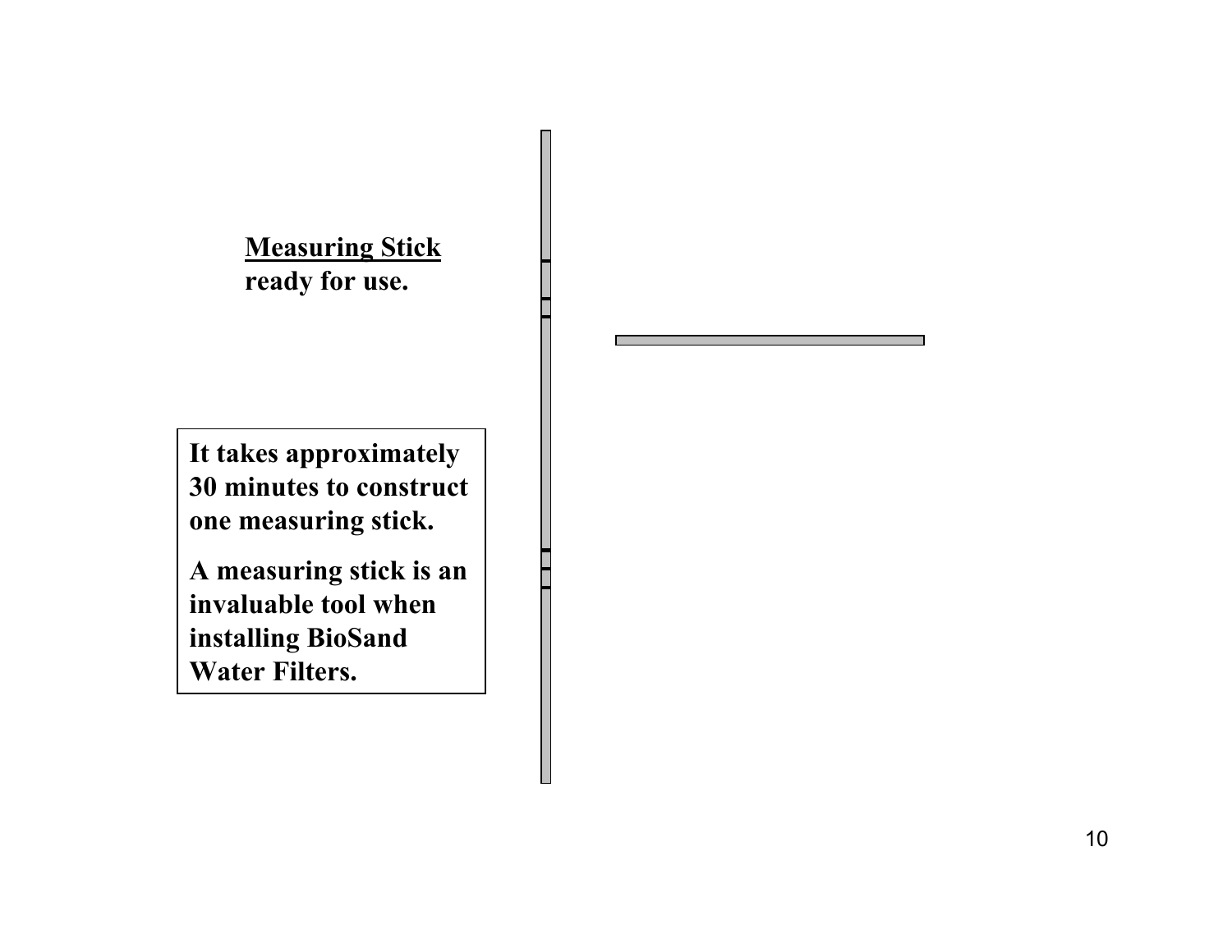**<u>Measuring Stick</u>**
**ready for use.**

**It takes approximately 30 minutes to construct one measuring stick.**

**A measuring stick is an invaluable tool when installing BioSand Water Filters.**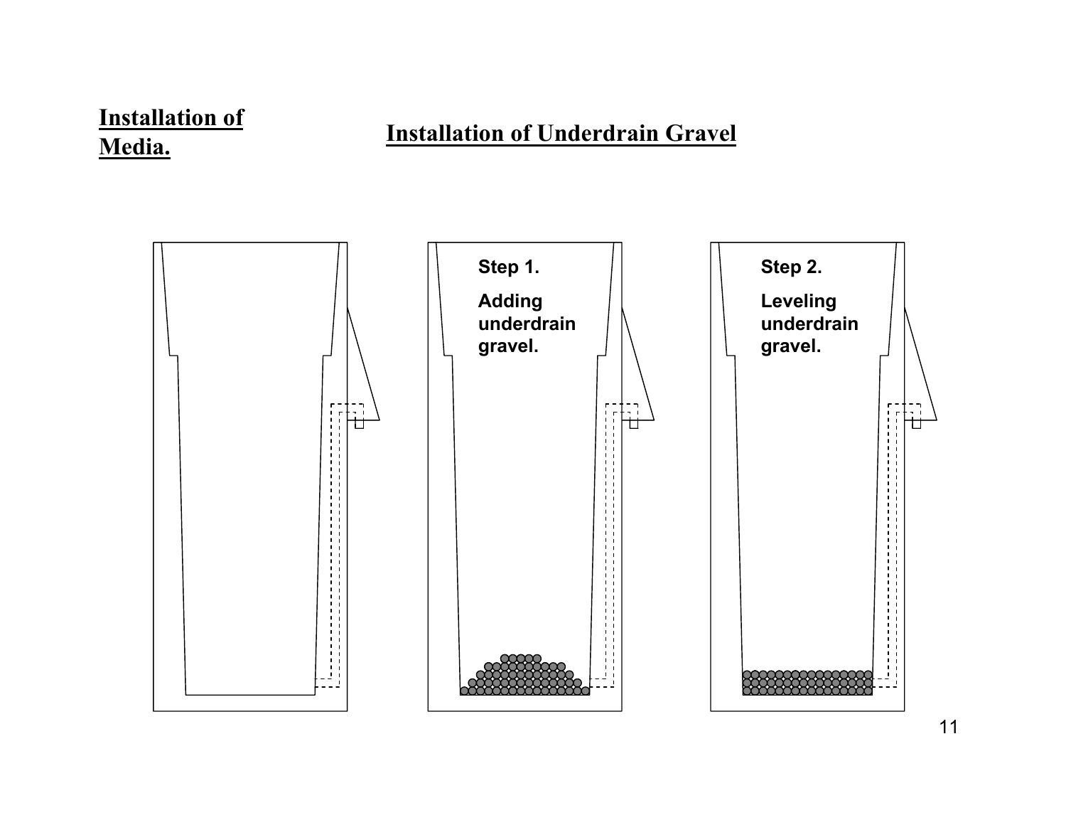## Installation of Media.

## Installation of Underdrain Gravel

Step 1.

Adding underdrain gravel.

Step 2.

Leveling underdrain gravel.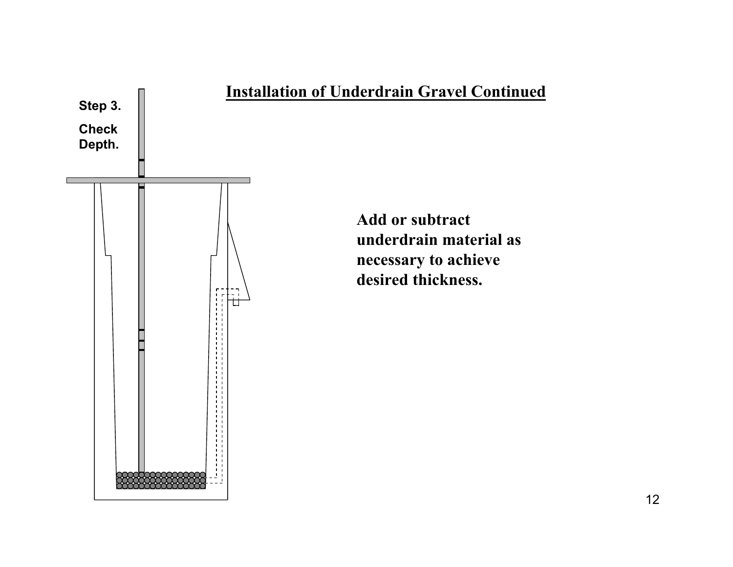## Installation of Underdrain Gravel Continued

**Step 3.**

**Check Depth.**

**Add or subtract underdrain material as necessary to achieve desired thickness.**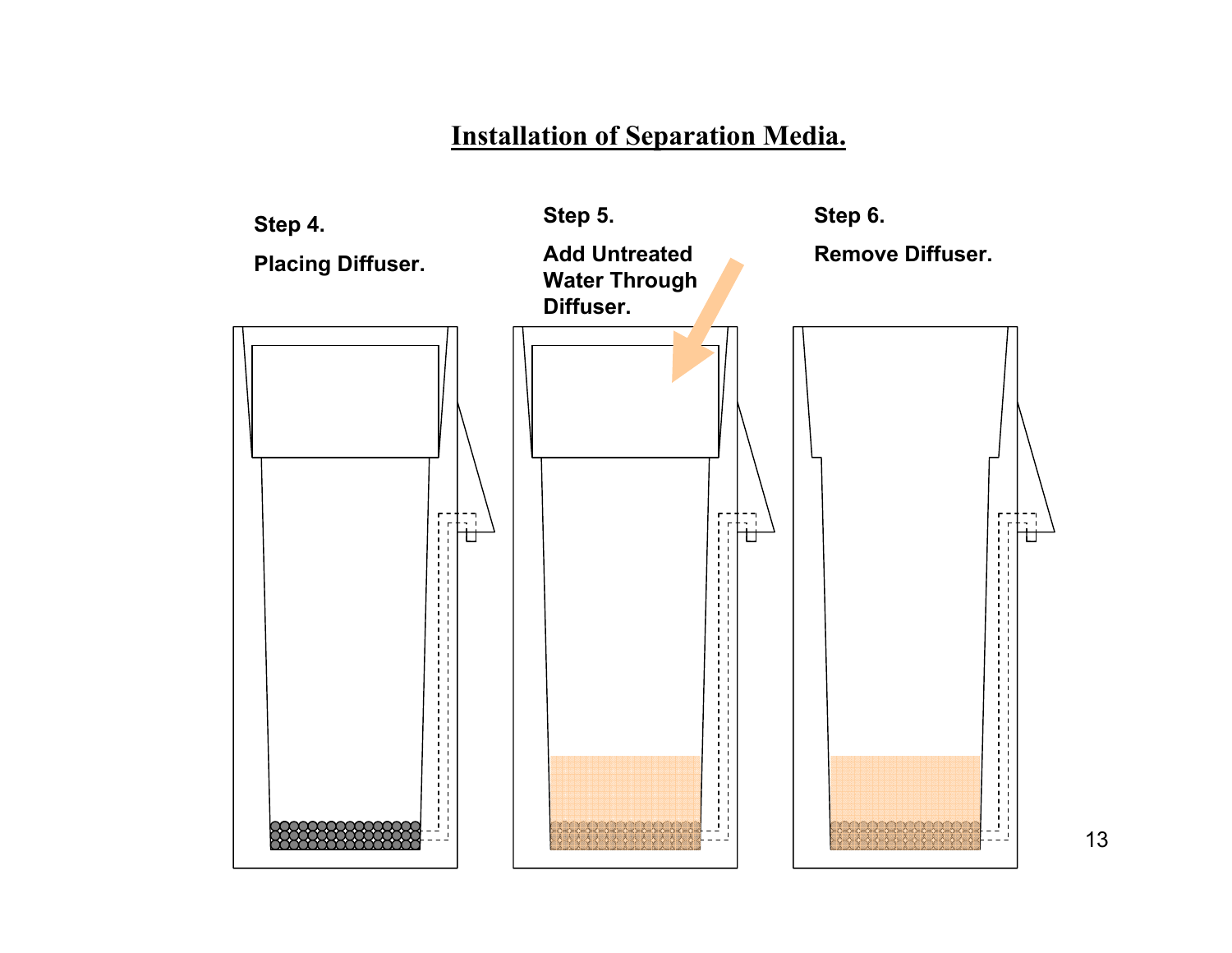# Installation of Separation Media.

**Step 4.**

**Placing Diffuser.**

**Step 5.**

**Add Untreated Water Through Diffuser.**

**Step 6.**

**Remove Diffuser.**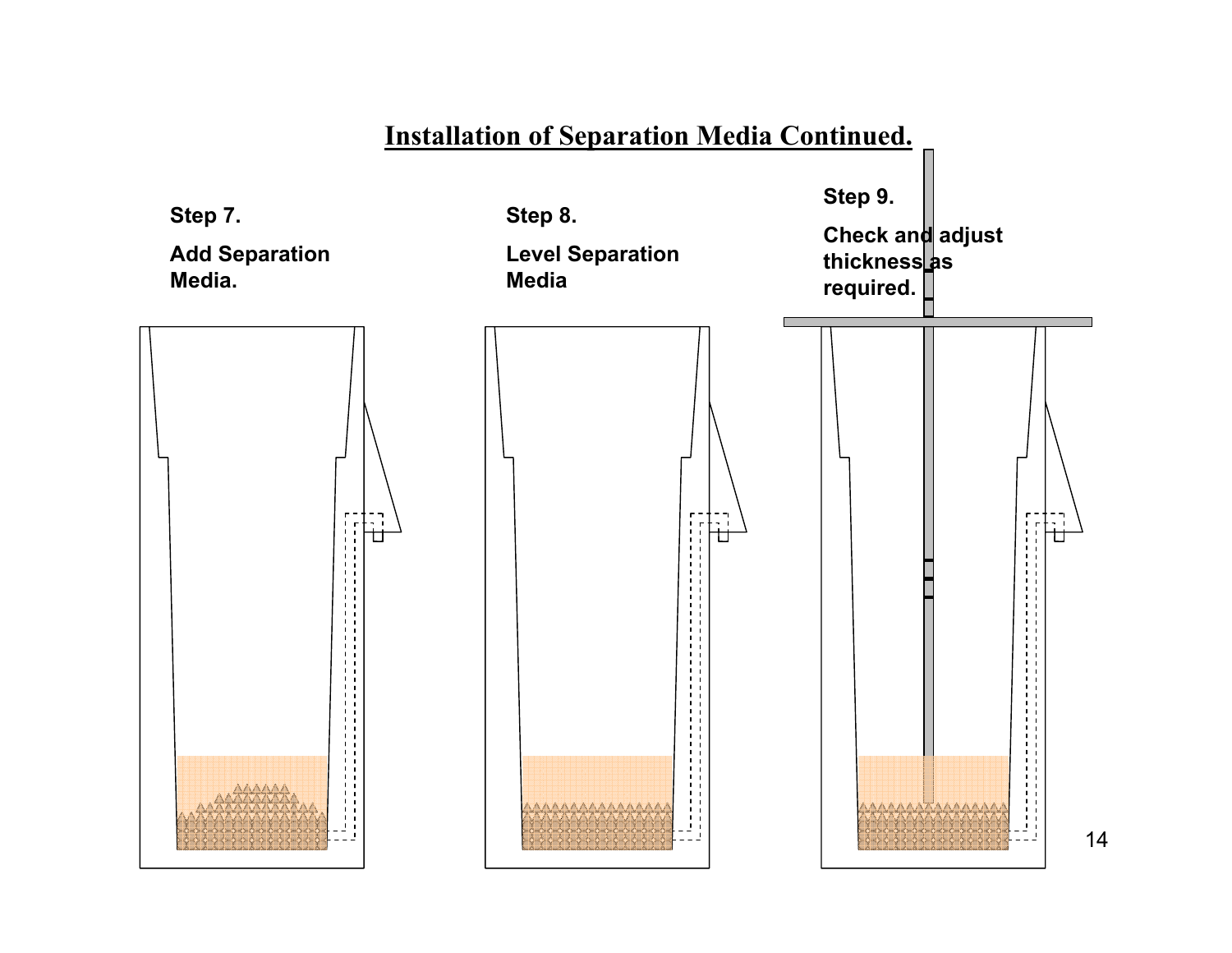# Installation of Separation Media Continued.

**Step 7.**

**Add Separation Media.**

**Step 8.**

**Level Separation Media**

**Step 9.**

**Check and adjust thickness as required.**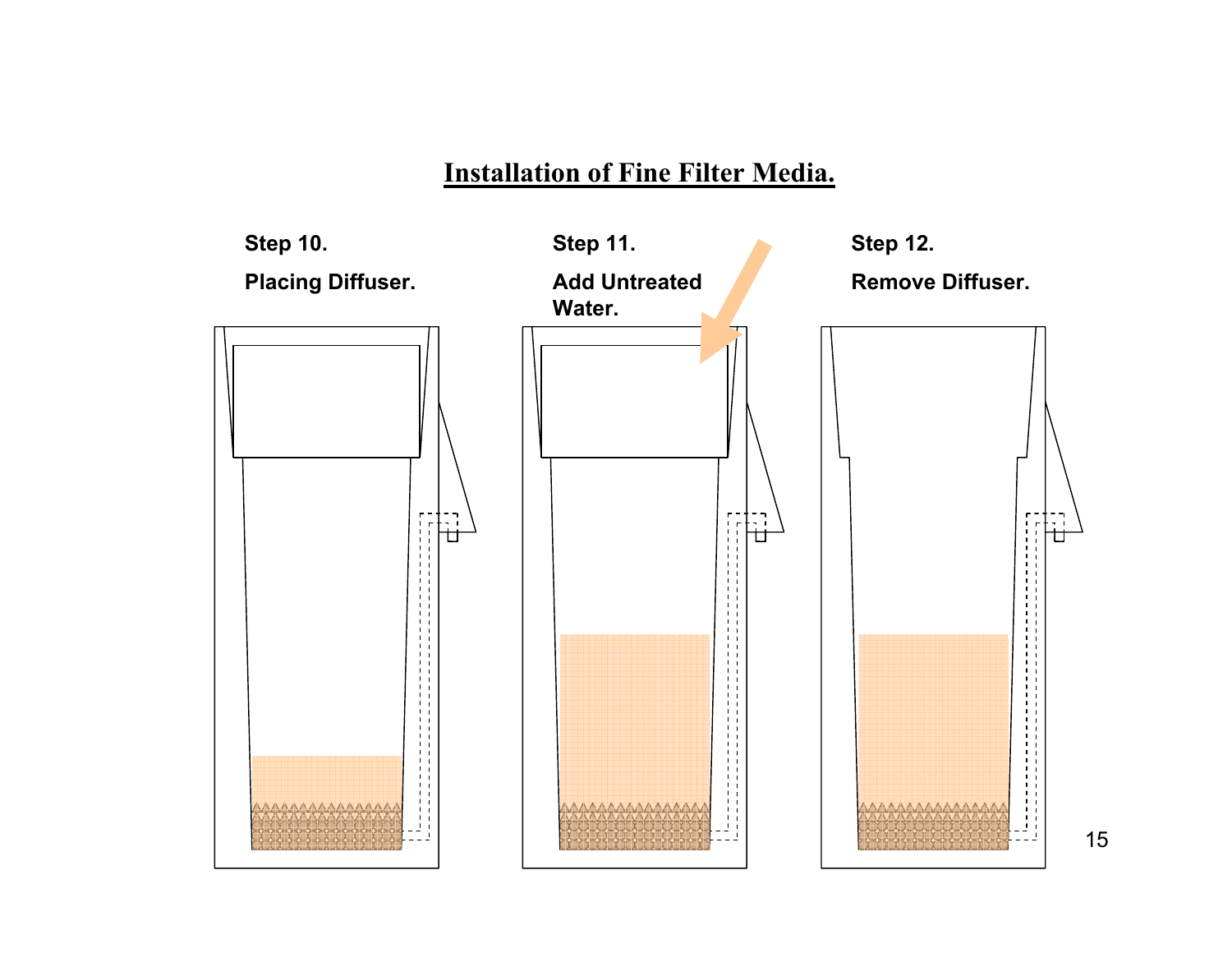# Installation of Fine Filter Media.

**Step 10.**

**Placing Diffuser.**

**Step 11.**

**Add Untreated Water.**

**Step 12.**

**Remove Diffuser.**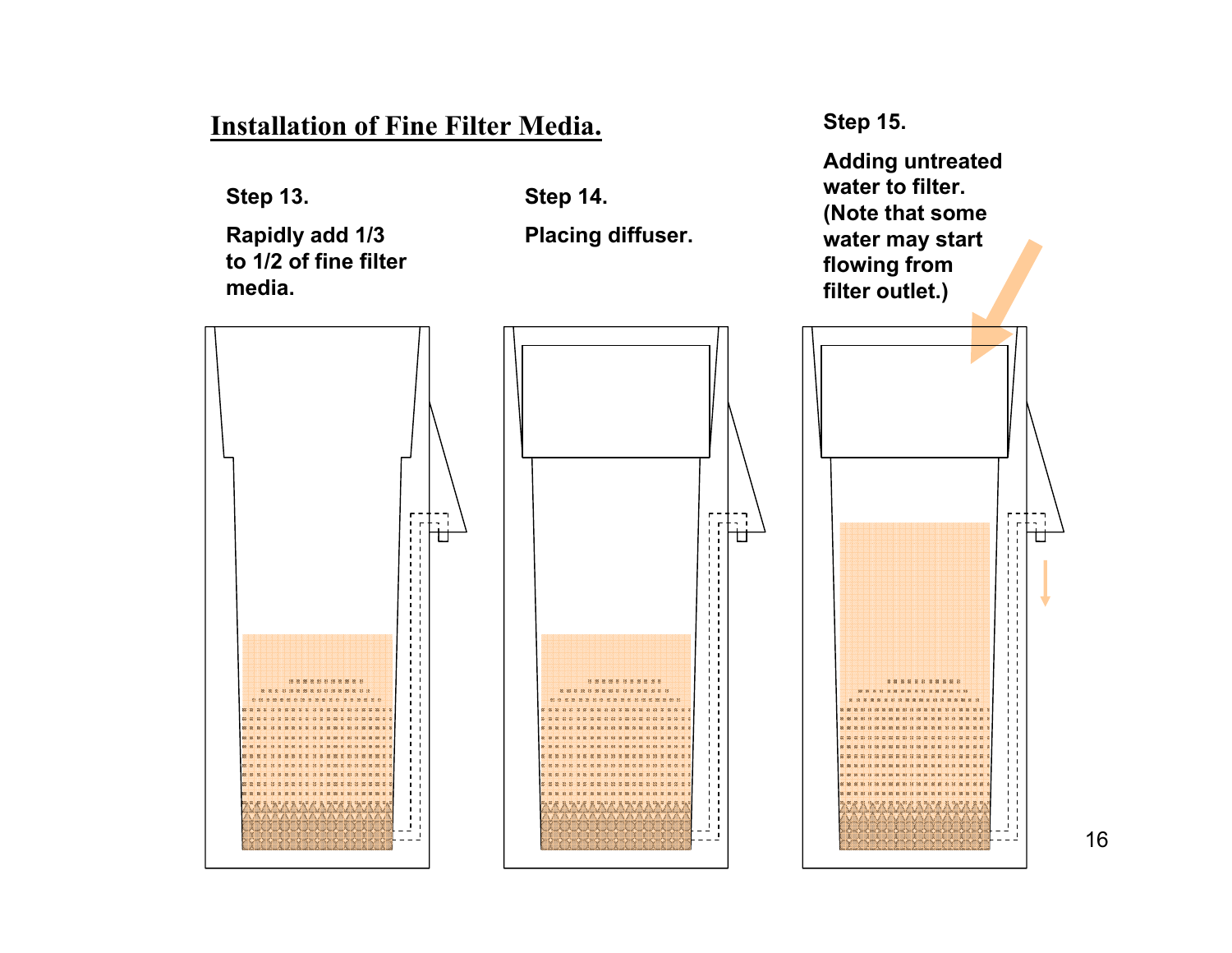## Installation of Fine Filter Media.

**Step 13.**

**Rapidly add 1/3 to 1/2 of fine filter media.**

**Step 14.**

**Placing diffuser.**

**Step 15.**

**Adding untreated water to filter. (Note that some water may start flowing from filter outlet.)**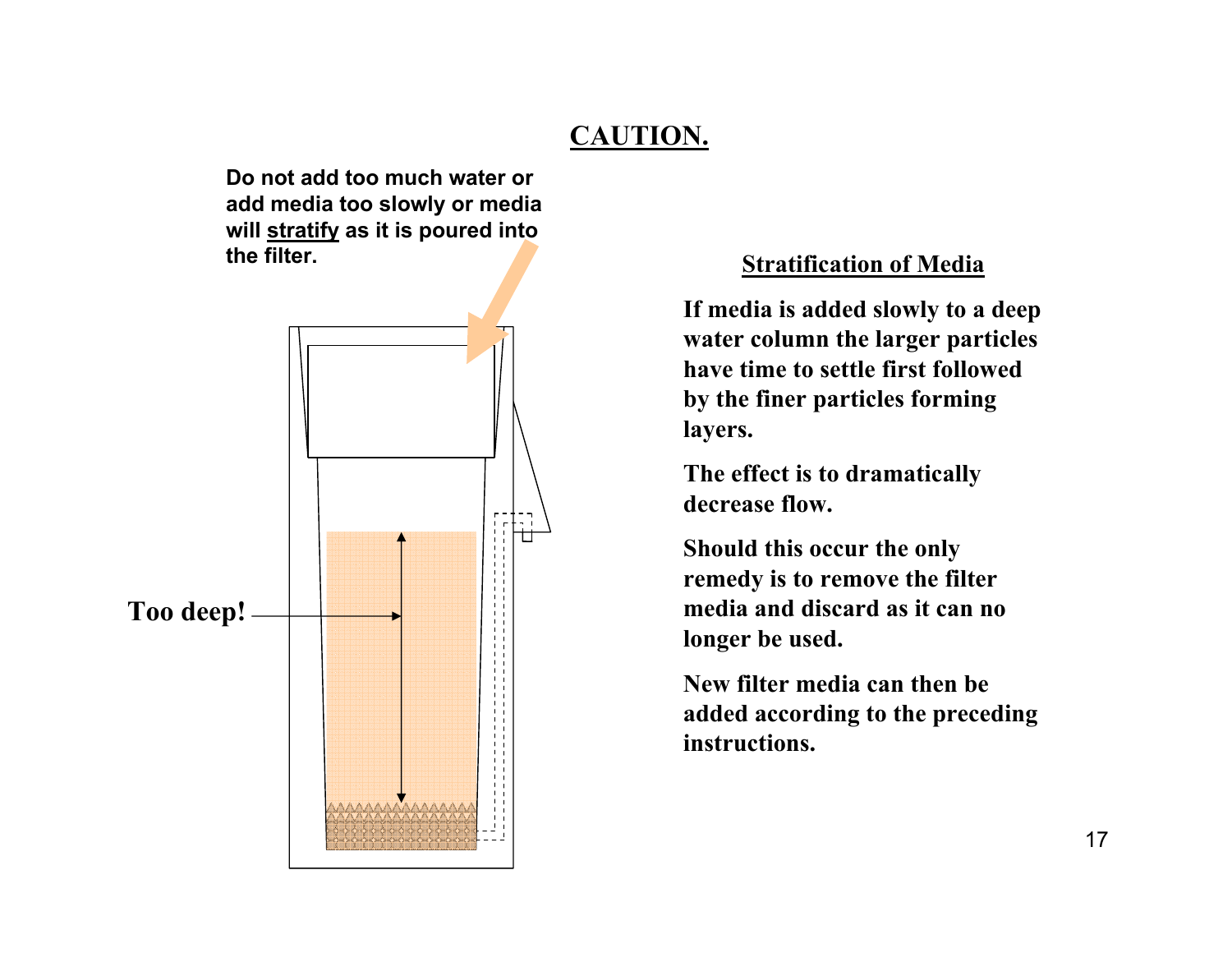# CAUTION.

**Do not add too much water or add media too slowly or media will stratify as it is poured into the filter.**

**Too deep!**

## Stratification of Media

**If media is added slowly to a deep water column the larger particles have time to settle first followed by the finer particles forming layers.**

**The effect is to dramatically decrease flow.**

**Should this occur the only remedy is to remove the filter media and discard as it can no longer be used.**

**New filter media can then be added according to the preceding instructions.**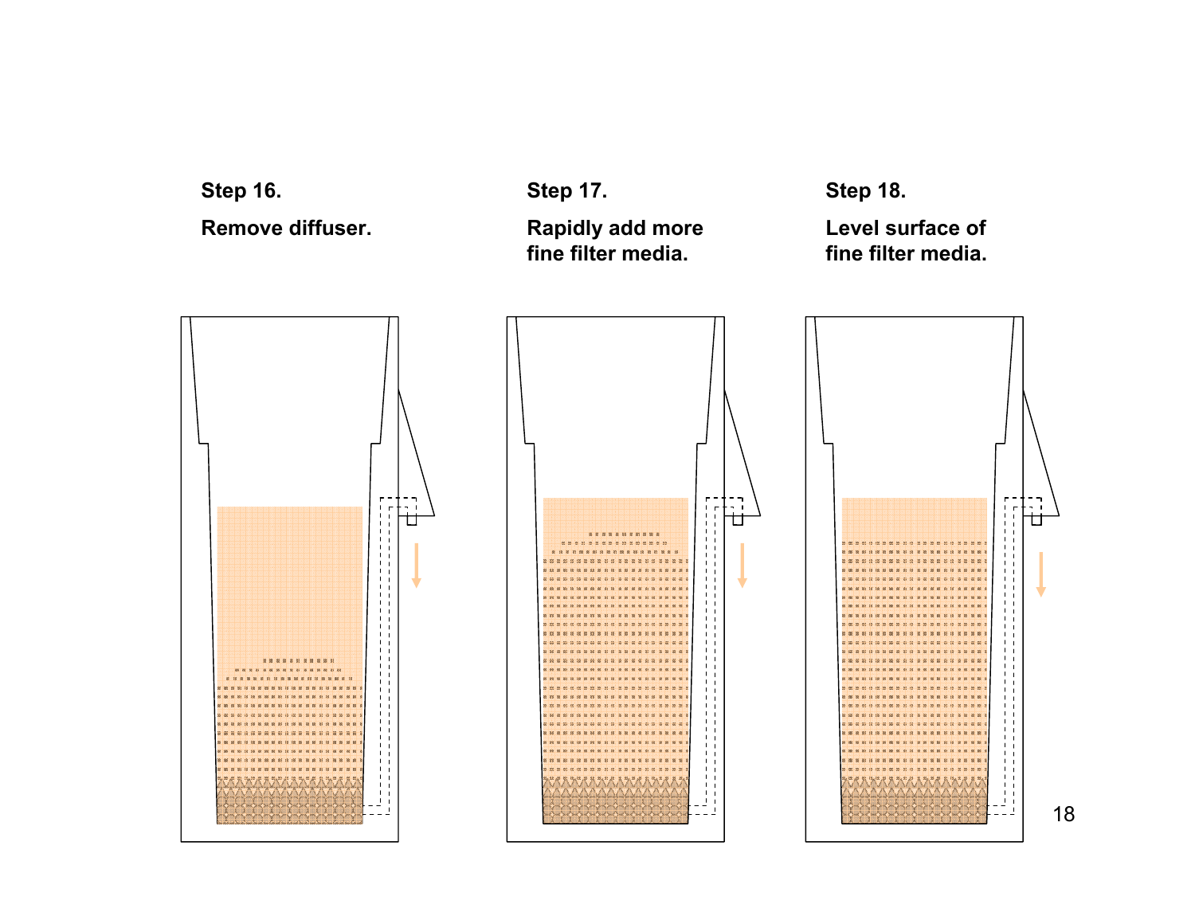**Step 16.**

**Remove diffuser.**

**Step 17.**

**Rapidly add more fine filter media.**

**Step 18.**

**Level surface of fine filter media.**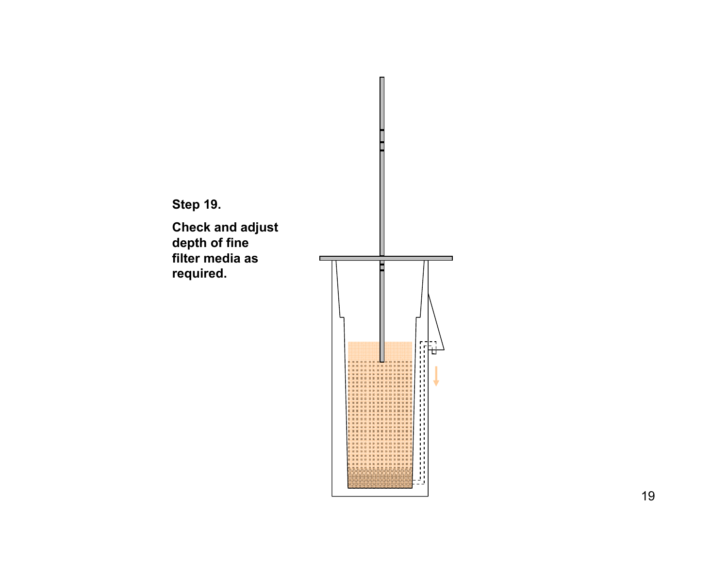**Step 19.**

**Check and adjust depth of fine filter media as required.**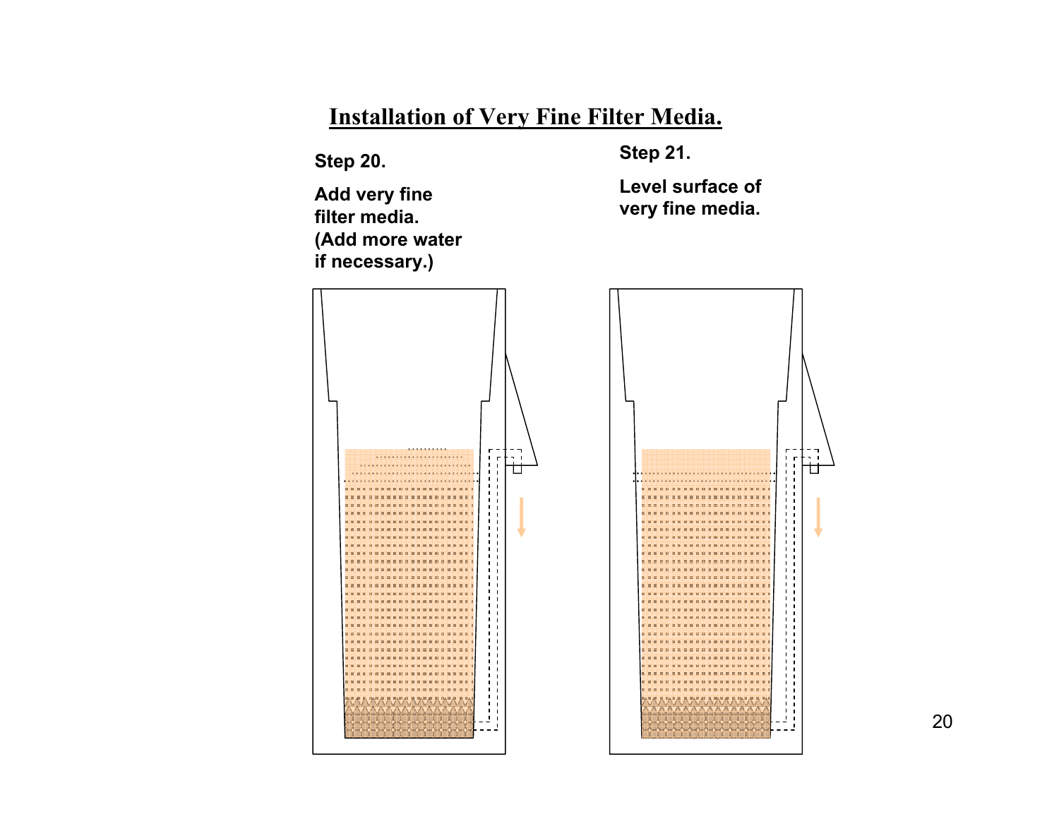# Installation of Very Fine Filter Media.

**Step 20.**

**Add very fine filter media. (Add more water if necessary.)**

**Step 21.**

**Level surface of very fine media.**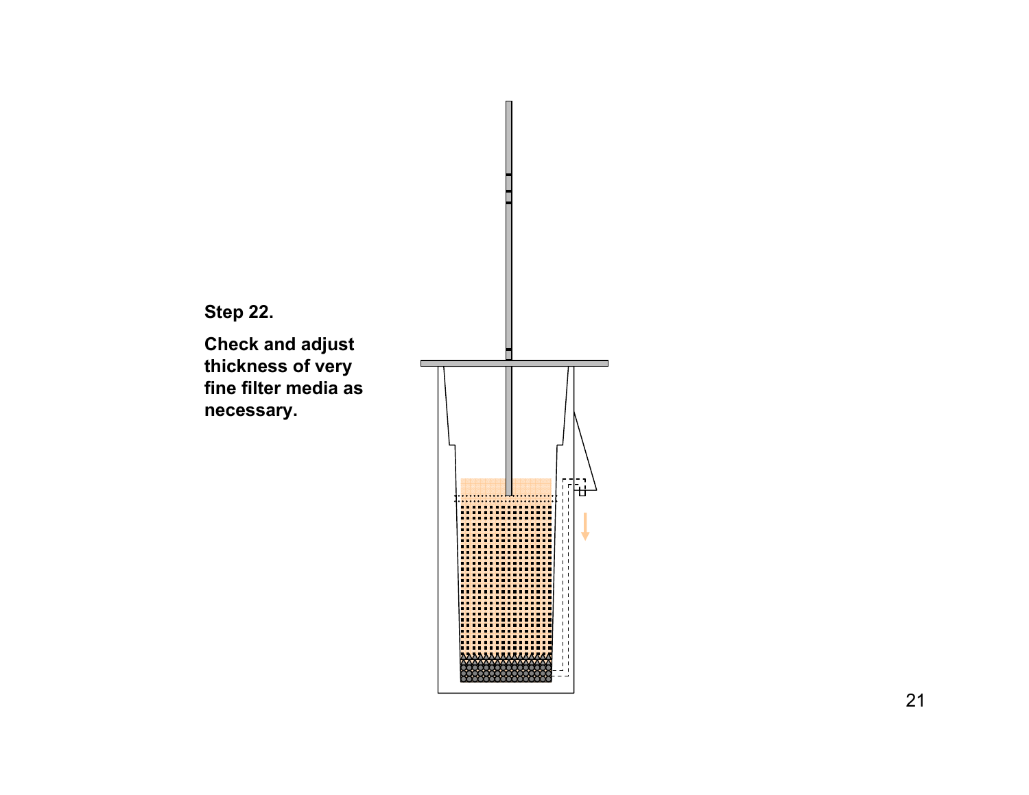**Step 22.**

**Check and adjust thickness of very fine filter media as necessary.**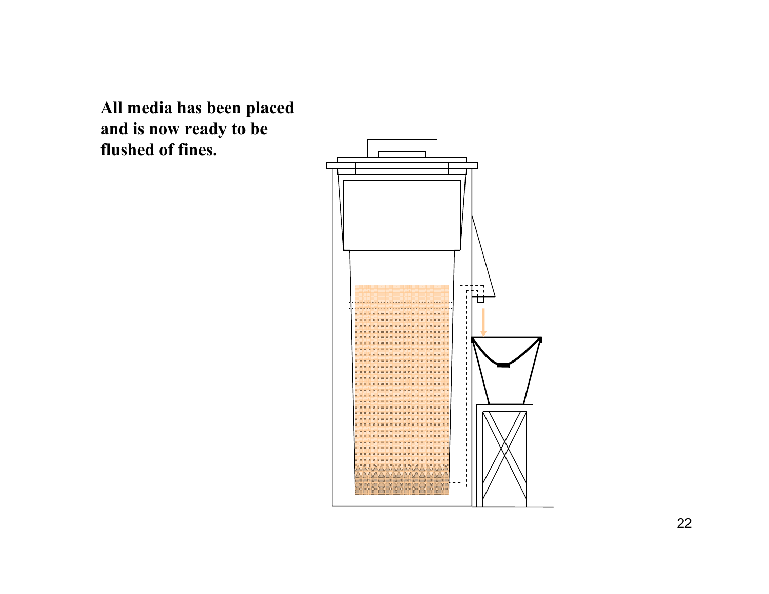**All media has been placed and is now ready to be flushed of fines.**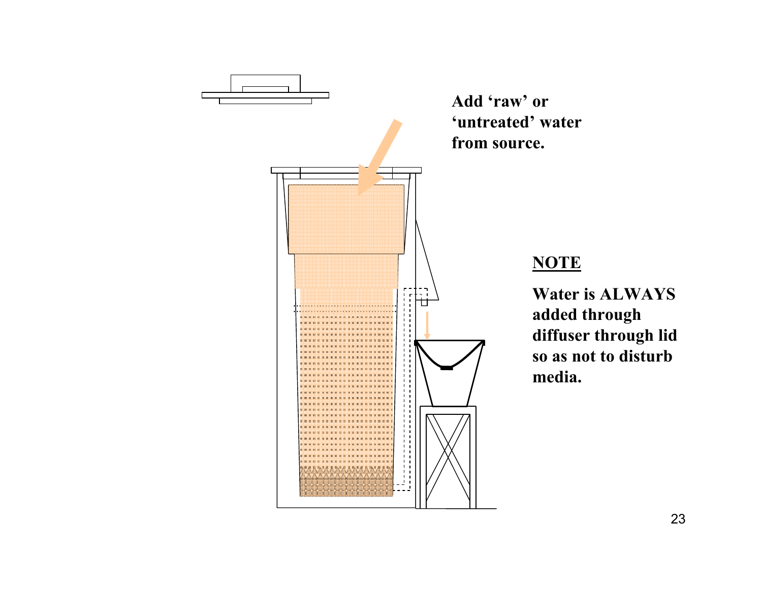Add 'raw' or 'untreated' water from source.

**NOTE**

**Water is ALWAYS added through diffuser through lid so as not to disturb media.**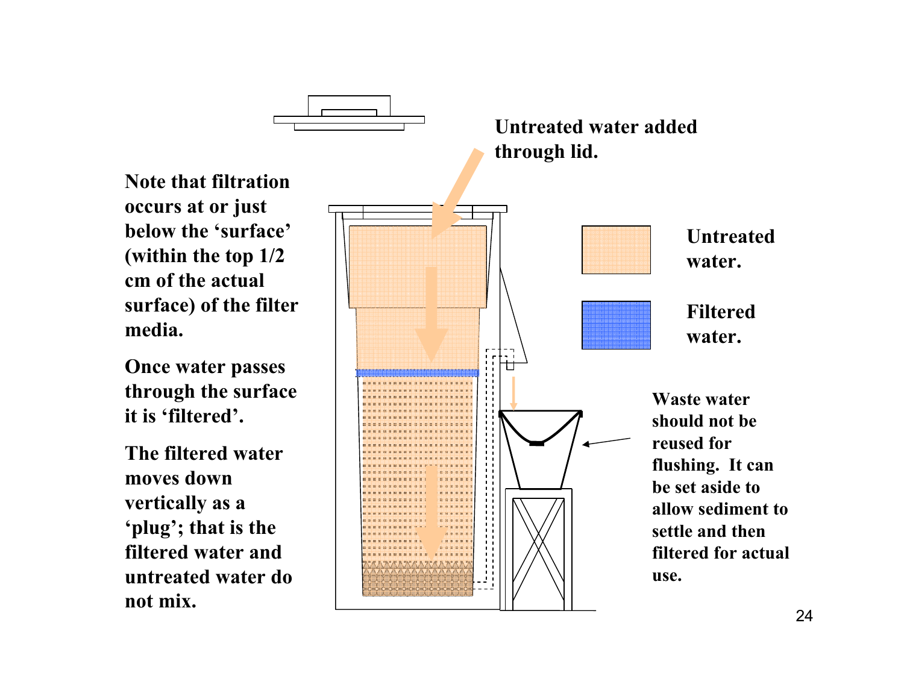Note that filtration occurs at or just below the 'surface' (within the top 1/2 cm of the actual surface) of the filter media.

Once water passes through the surface it is 'filtered'.

The filtered water moves down vertically as a 'plug'; that is the filtered water and untreated water do not mix.

Untreated water added through lid.

Untreated water.

Filtered water.

Waste water should not be reused for flushing. It can be set aside to allow sediment to settle and then filtered for actual use.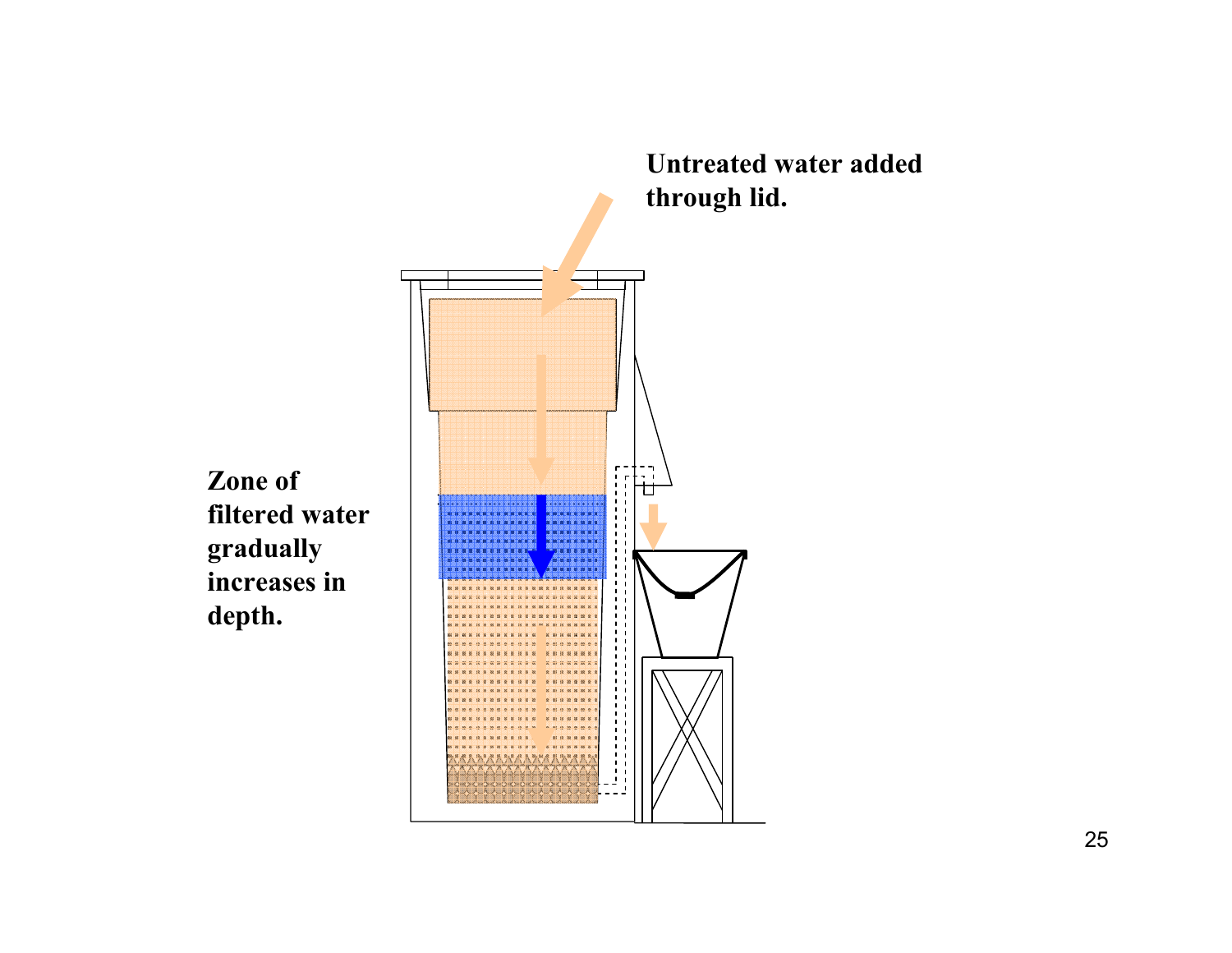Untreated water added through lid.

Zone of filtered water gradually increases in depth.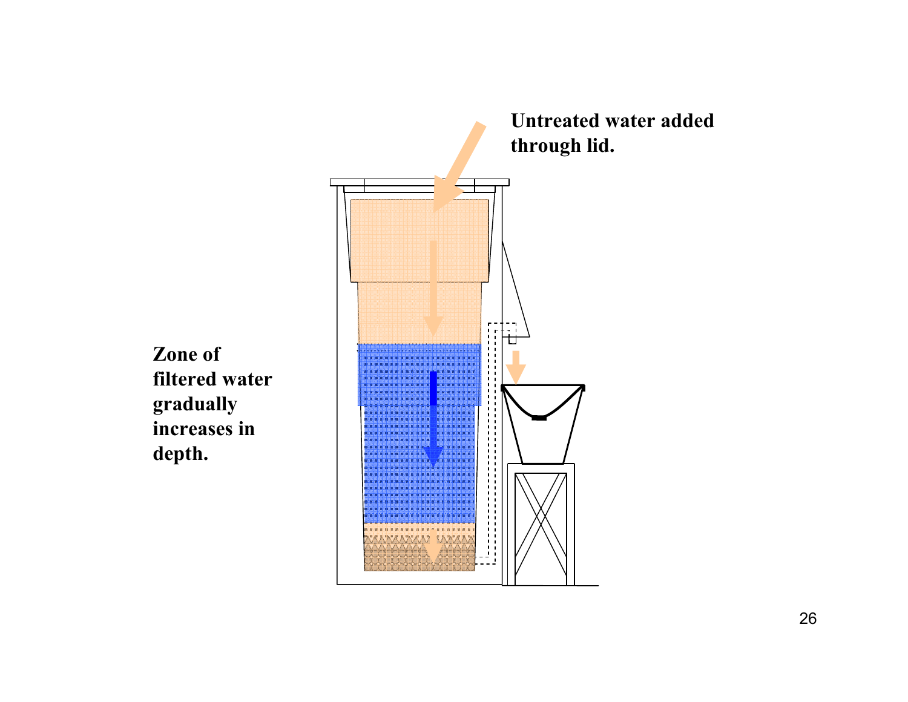Untreated water added through lid.

Zone of filtered water gradually increases in depth.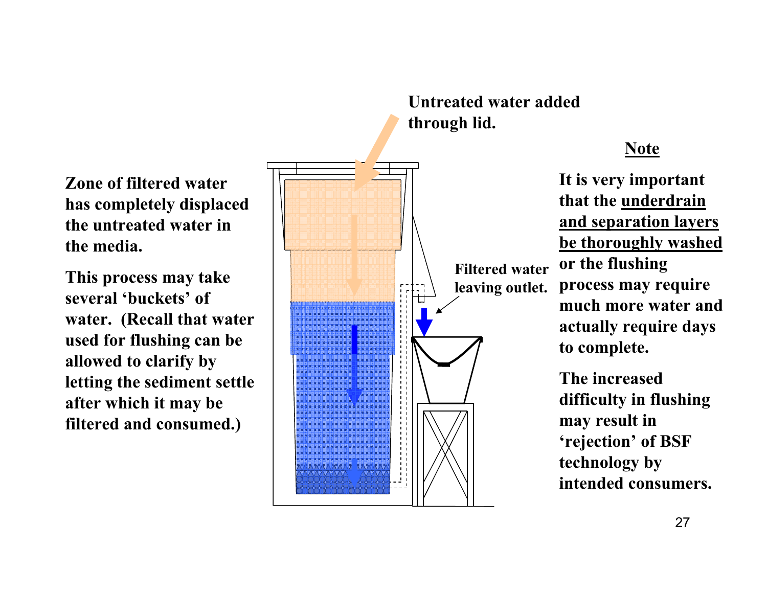**Zone of filtered water has completely displaced the untreated water in the media.**

**This process may take several 'buckets' of water. (Recall that water used for flushing can be allowed to clarify by letting the sediment settle after which it may be filtered and consumed.)**

**Untreated water added through lid.**

**Filtered water leaving outlet.**

**Note**

**It is very important that the underdrain and separation layers be thoroughly washed or the flushing process may require much more water and actually require days to complete.**

**The increased difficulty in flushing may result in 'rejection' of BSF technology by intended consumers.**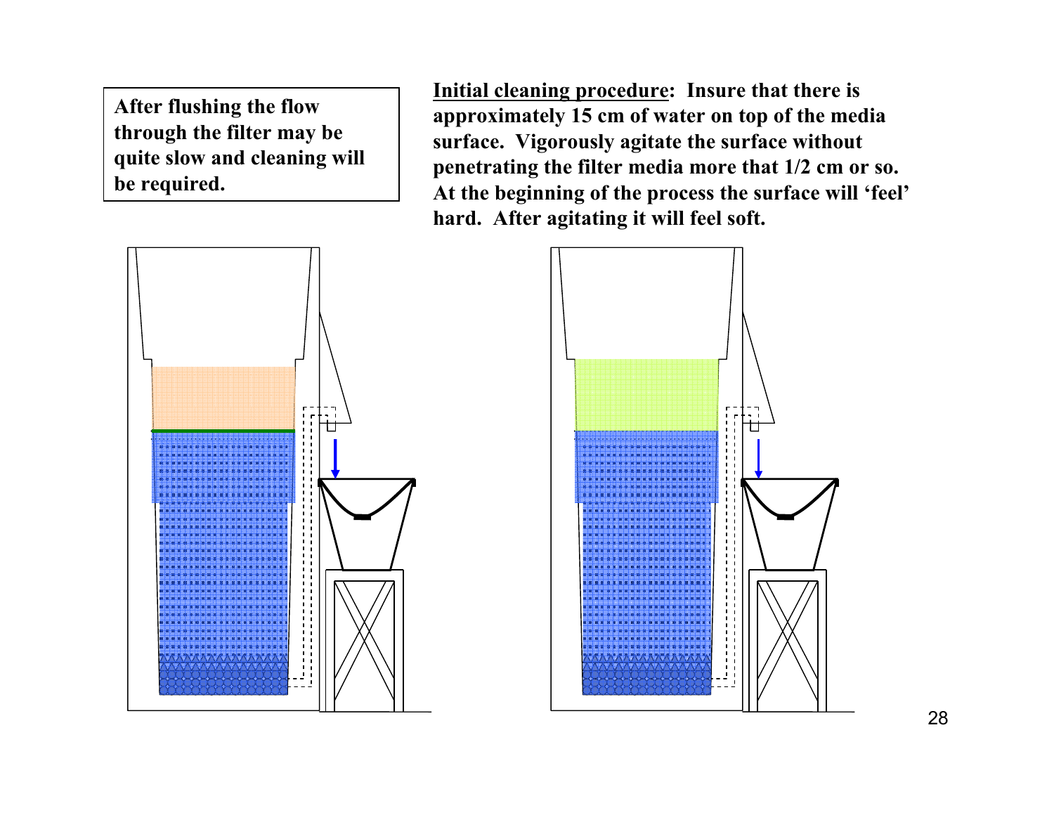**After flushing the flow through the filter may be quite slow and cleaning will be required.**

**<u>Initial cleaning procedure</u>: Insure that there is approximately 15 cm of water on top of the media surface. Vigorously agitate the surface without penetrating the filter media more that 1/2 cm or so. At the beginning of the process the surface will 'feel' hard. After agitating it will feel soft.**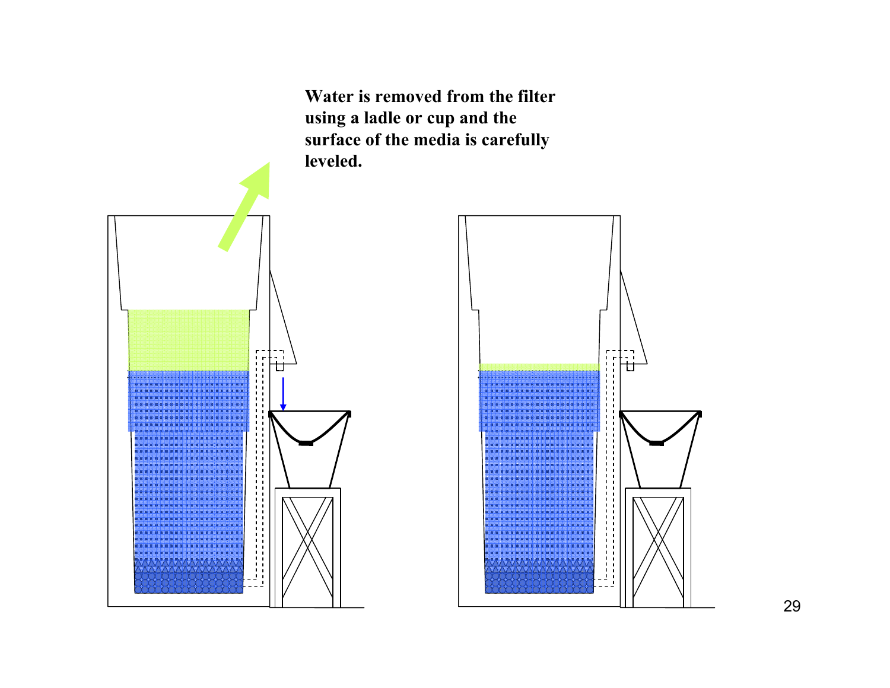**Water is removed from the filter using a ladle or cup and the surface of the media is carefully leveled.**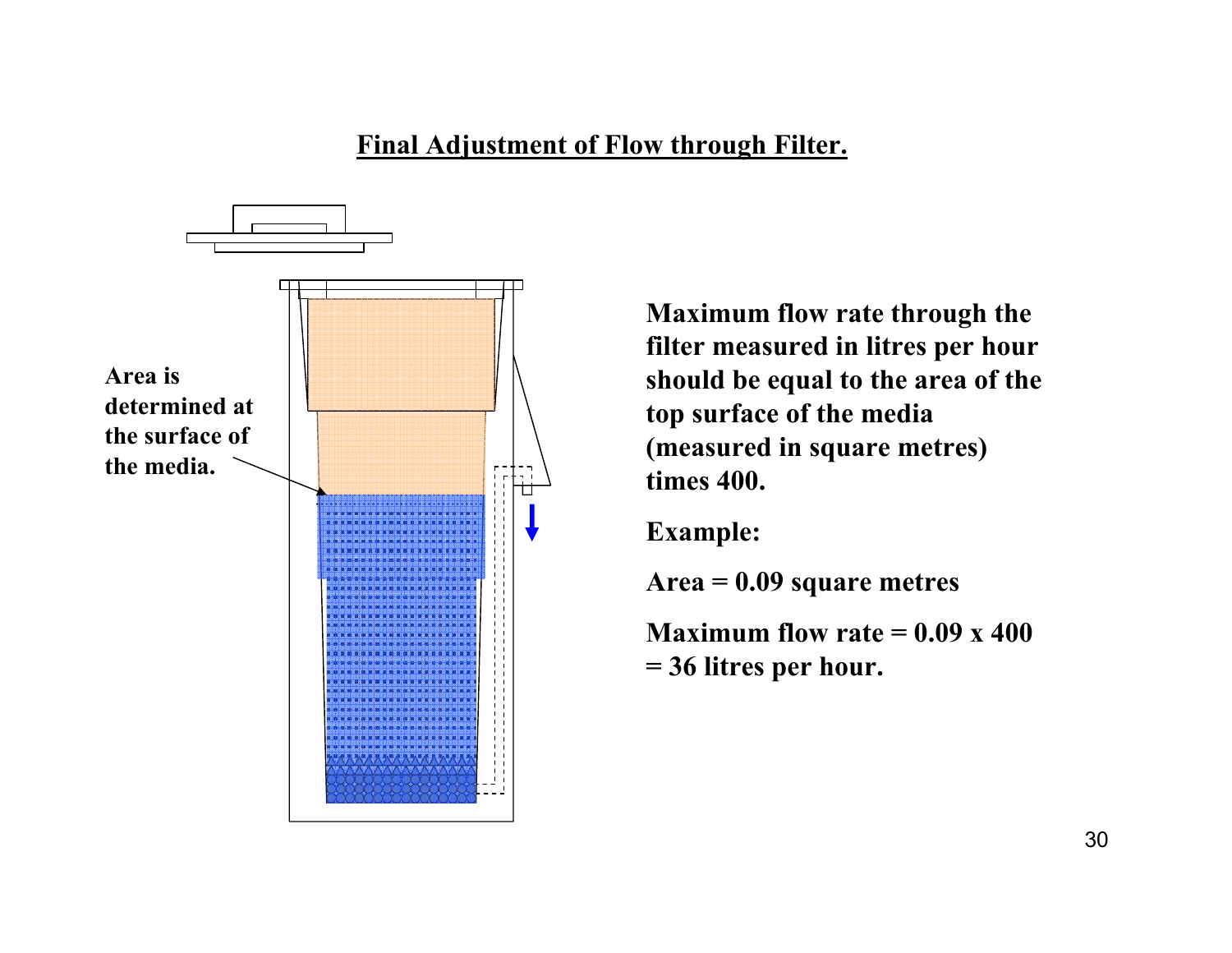## Final Adjustment of Flow through Filter.

**Area is determined at the surface of the media.**

**Maximum flow rate through the filter measured in litres per hour should be equal to the area of the top surface of the media (measured in square metres) times 400.**

**Example:**

**Area = 0.09 square metres**

**Maximum flow rate = 0.09 x 400 = 36 litres per hour.**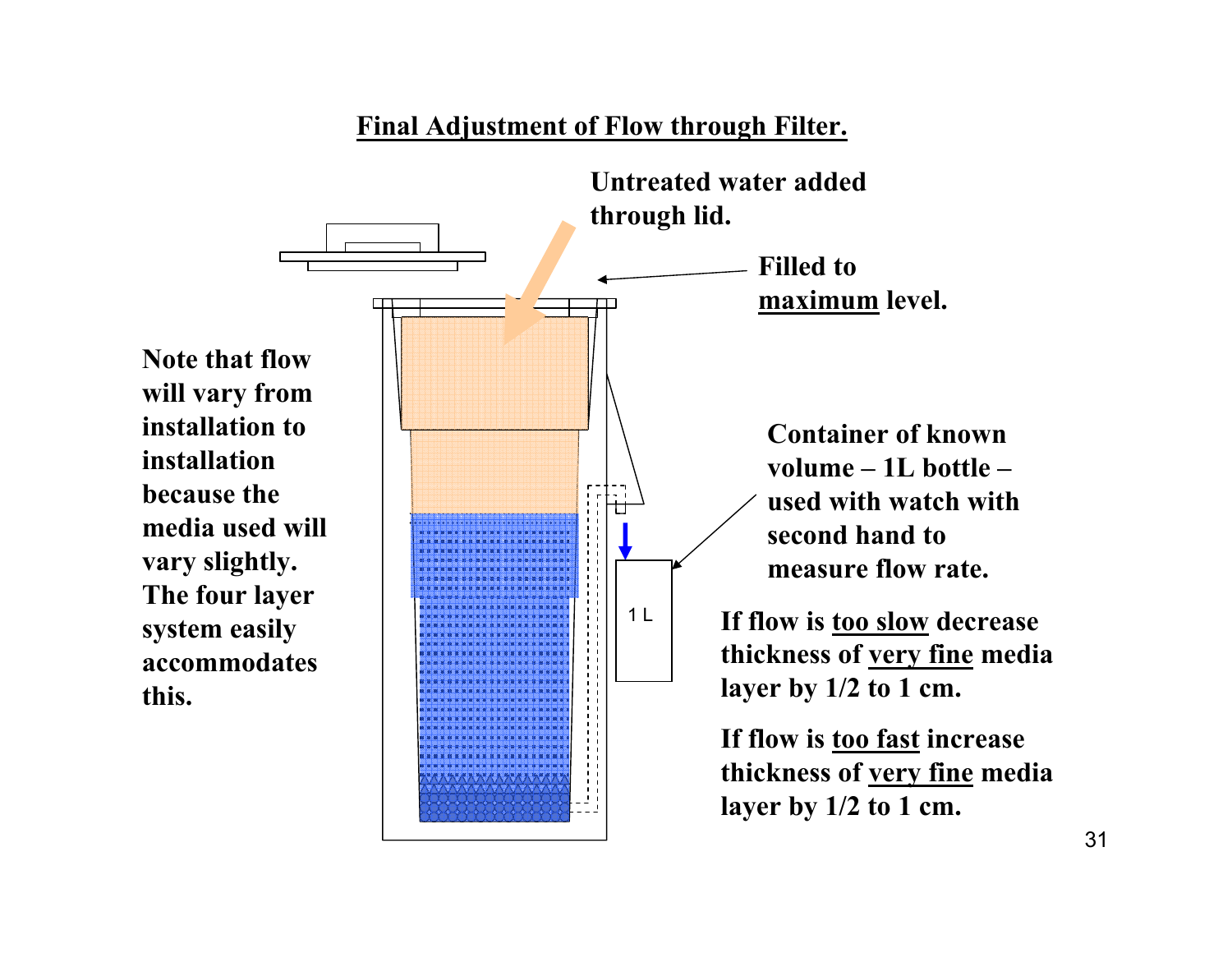# Final Adjustment of Flow through Filter.

**Untreated water added through lid.**

**Filled to maximum level.**

**Note that flow will vary from installation to installation because the media used will vary slightly. The four layer system easily accommodates this.**

**Container of known volume – 1L bottle – used with watch with second hand to measure flow rate.**

1 L

**If flow is too slow decrease thickness of very fine media layer by 1/2 to 1 cm.**

**If flow is too fast increase thickness of very fine media layer by 1/2 to 1 cm.**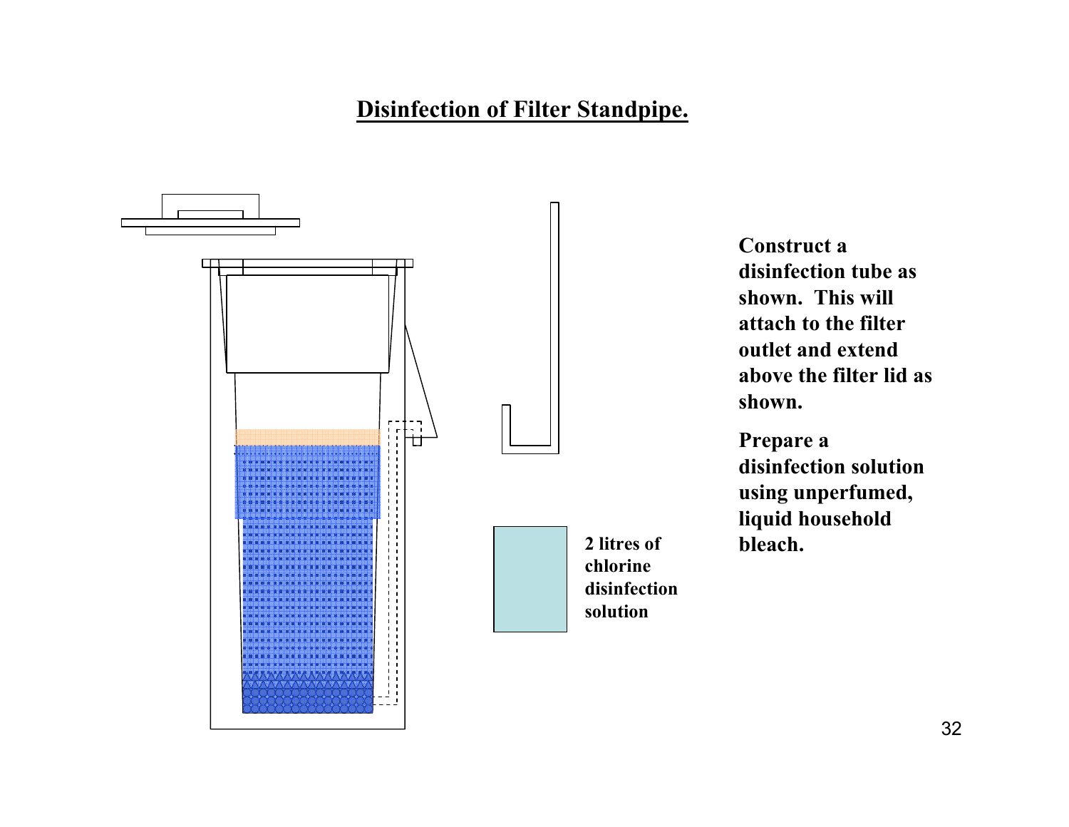## Disinfection of Filter Standpipe.

2 litres of chlorine disinfection solution

Construct a disinfection tube as shown. This will attach to the filter outlet and extend above the filter lid as shown.

Prepare a disinfection solution using unperfumed, liquid household bleach.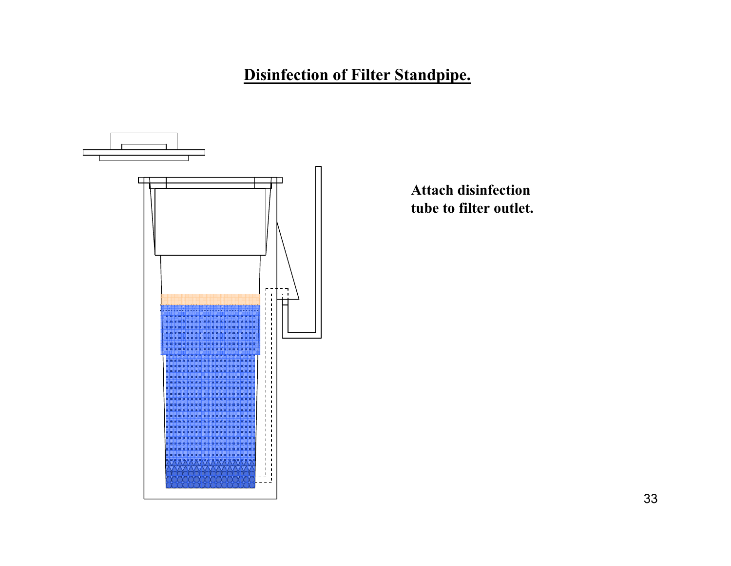# Disinfection of Filter Standpipe.

**Attach disinfection tube to filter outlet.**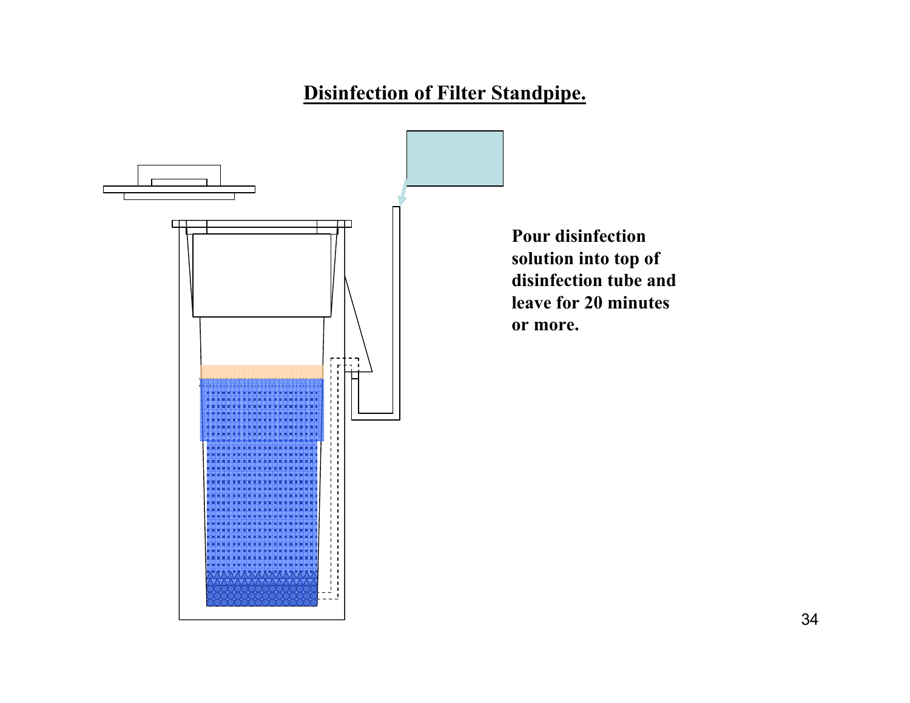## Disinfection of Filter Standpipe.

**Pour disinfection solution into top of disinfection tube and leave for 20 minutes or more.**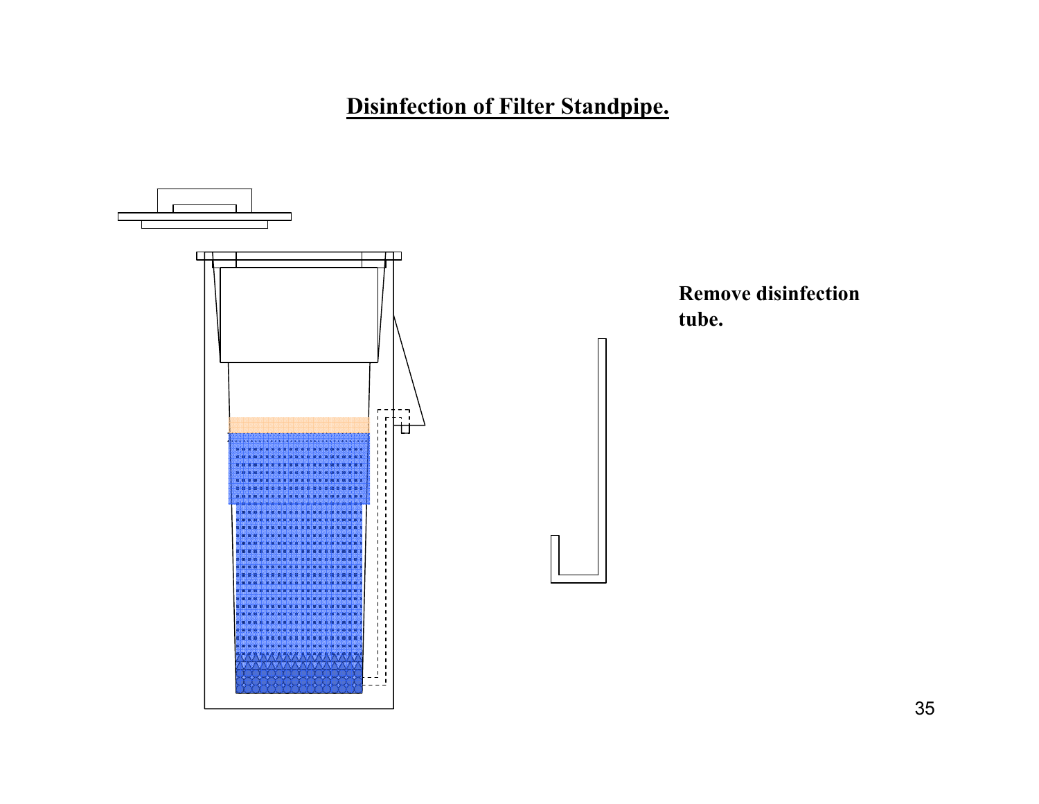# Disinfection of Filter Standpipe.

**Remove disinfection tube.**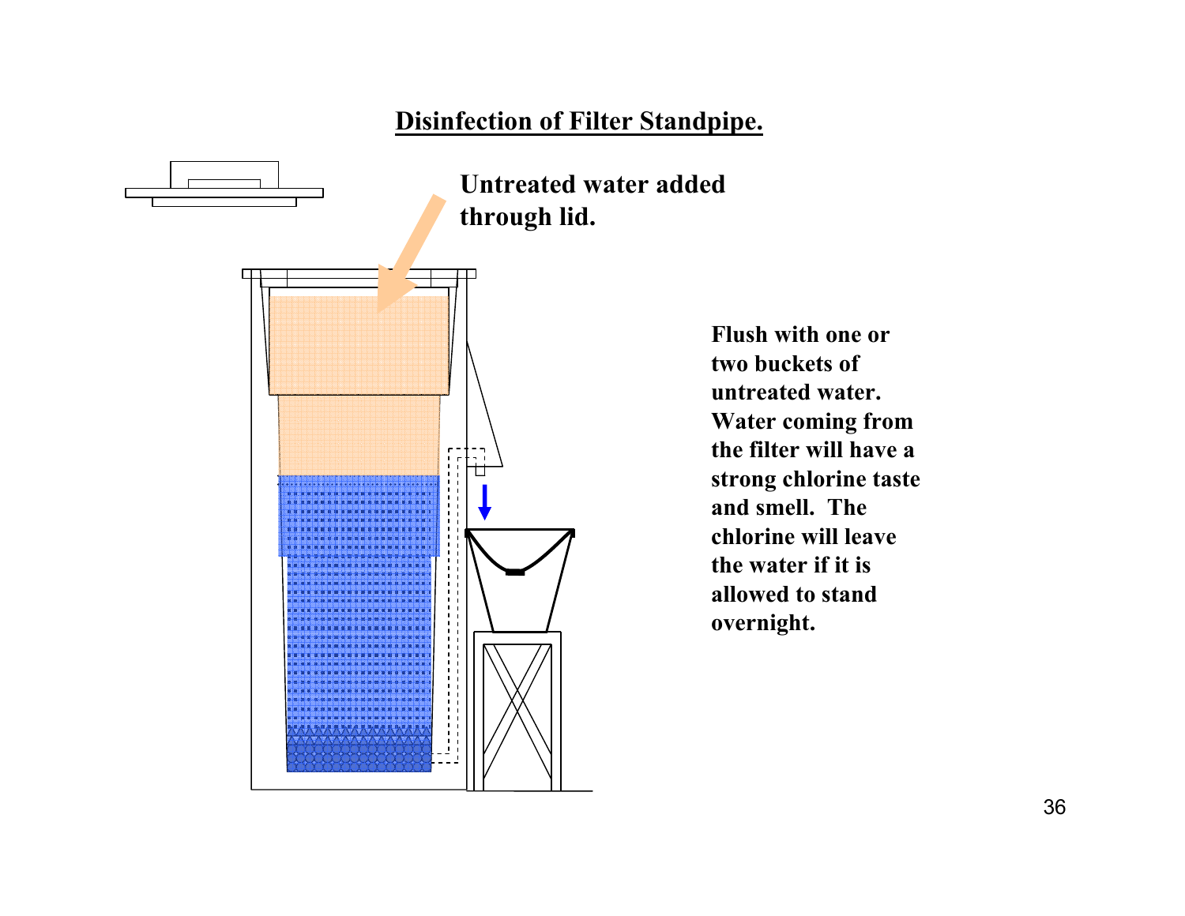## Disinfection of Filter Standpipe.

**Untreated water added through lid.**

**Flush with one or two buckets of untreated water. Water coming from the filter will have a strong chlorine taste and smell. The chlorine will leave the water if it is allowed to stand overnight.**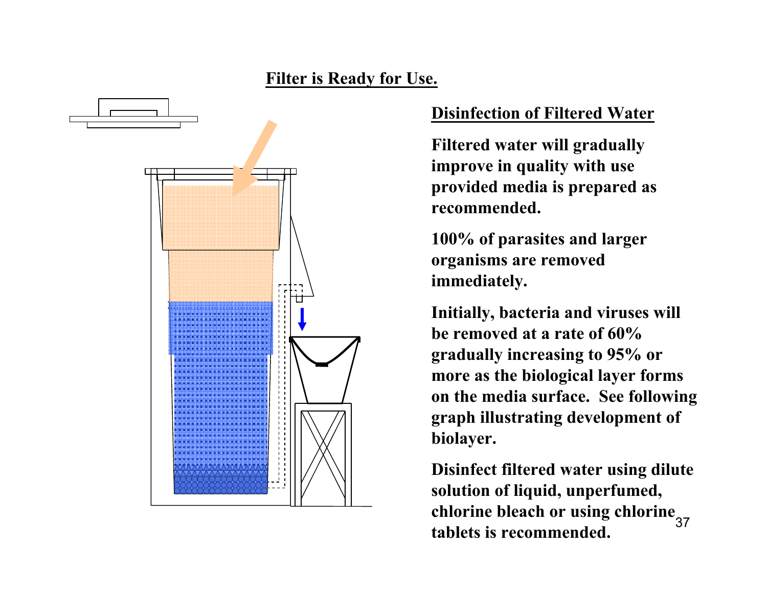## Filter is Ready for Use.

### Disinfection of Filtered Water

**Filtered water will gradually improve in quality with use provided media is prepared as recommended.**

**100% of parasites and larger organisms are removed immediately.**

**Initially, bacteria and viruses will be removed at a rate of 60% gradually increasing to 95% or more as the biological layer forms on the media surface. See following graph illustrating development of biolayer.**

**Disinfect filtered water using dilute solution of liquid, unperfumed, chlorine bleach or using chlorine tablets is recommended.**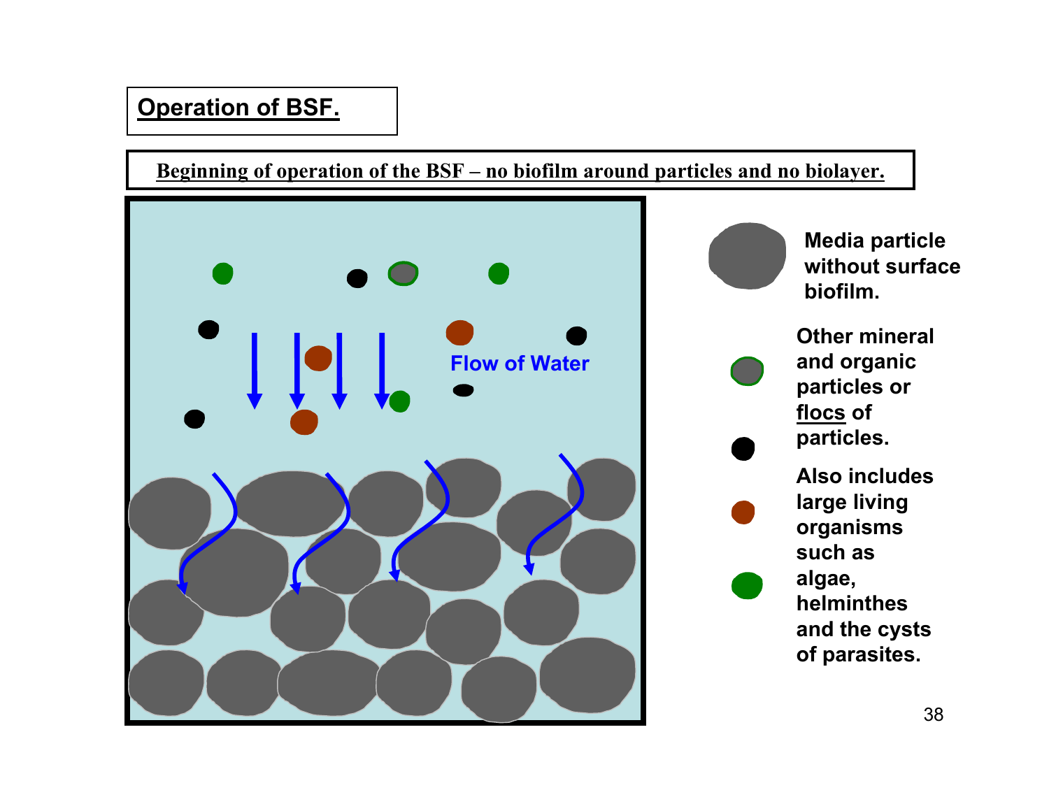## Operation of BSF.

**Beginning of operation of the BSF – no biofilm around particles and no biolayer.**

Flow of Water

Media particle without surface biofilm.

Other mineral and organic particles or flocs of particles.

Also includes large living organisms such as algae, helminthes and the cysts of parasites.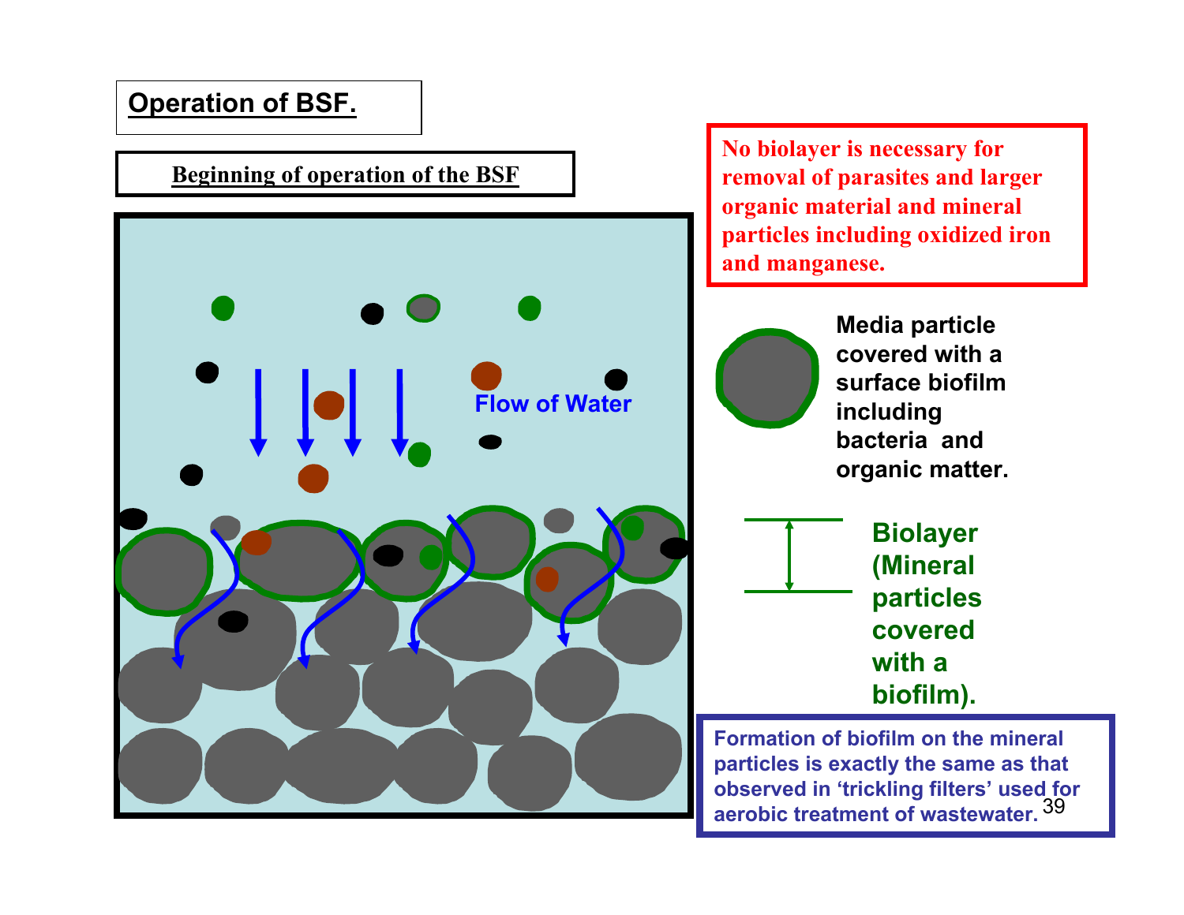# Operation of BSF.

**Beginning of operation of the BSF**

No biolayer is necessary for removal of parasites and larger organic material and mineral particles including oxidized iron and manganese.

Flow of Water

Media particle covered with a surface biofilm including bacteria and organic matter.

Biolayer (Mineral particles covered with a biofilm).

Formation of biofilm on the mineral particles is exactly the same as that observed in 'trickling filters' used for aerobic treatment of wastewater.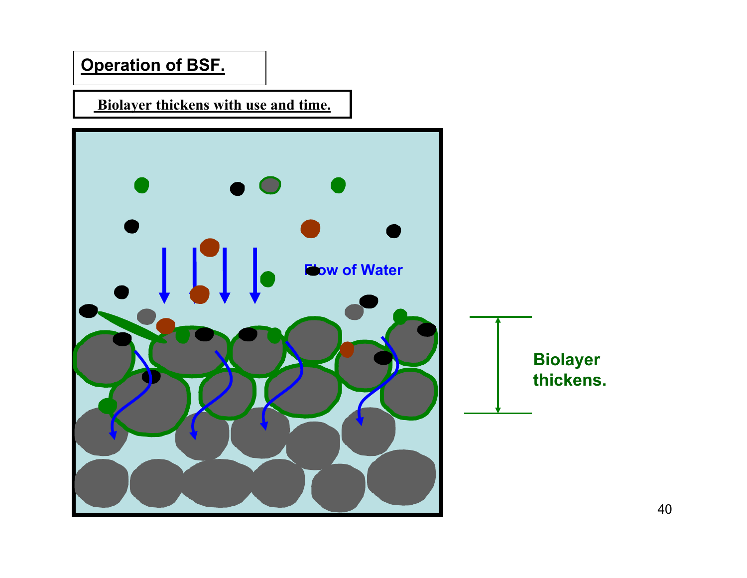# Operation of BSF.

**Biolayer thickens with use and time.**

Flow of Water

Biolayer thickens.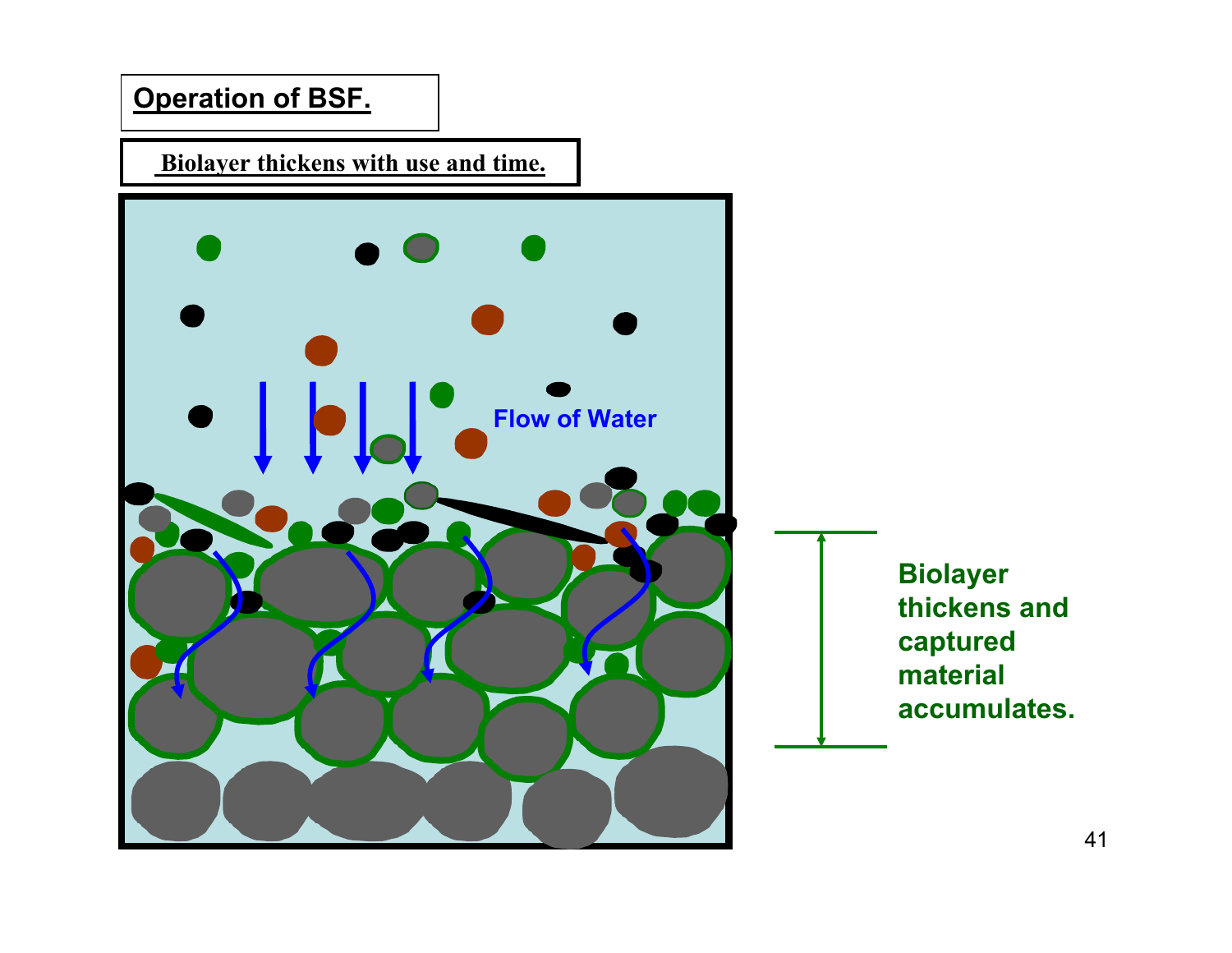## Operation of BSF.

**Biolayer thickens with use and time.**

Flow of Water

**Biolayer thickens and captured material accumulates.**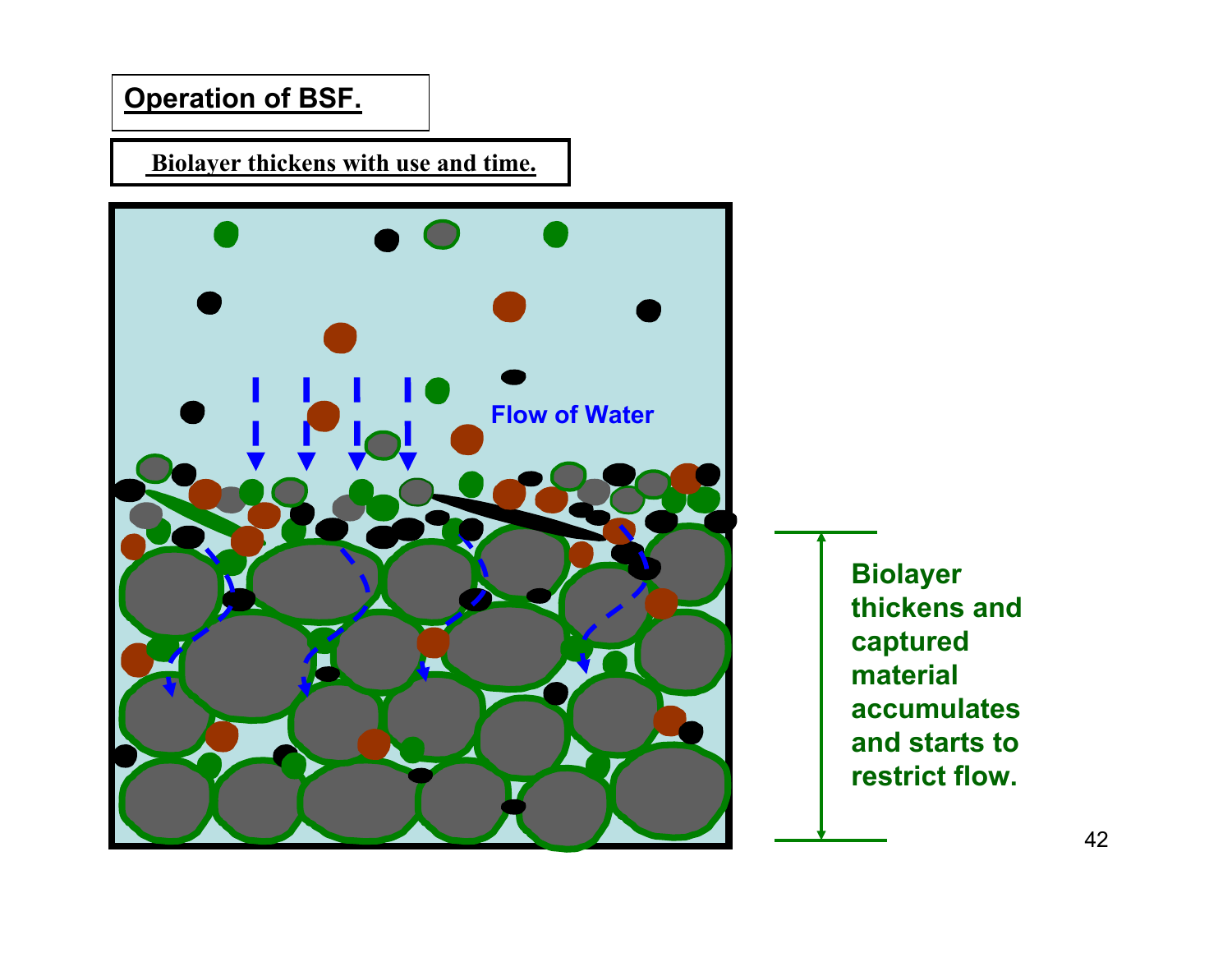## Operation of BSF.

**Biolayer thickens with use and time.**

Flow of Water

**Biolayer thickens and captured material accumulates and starts to restrict flow.**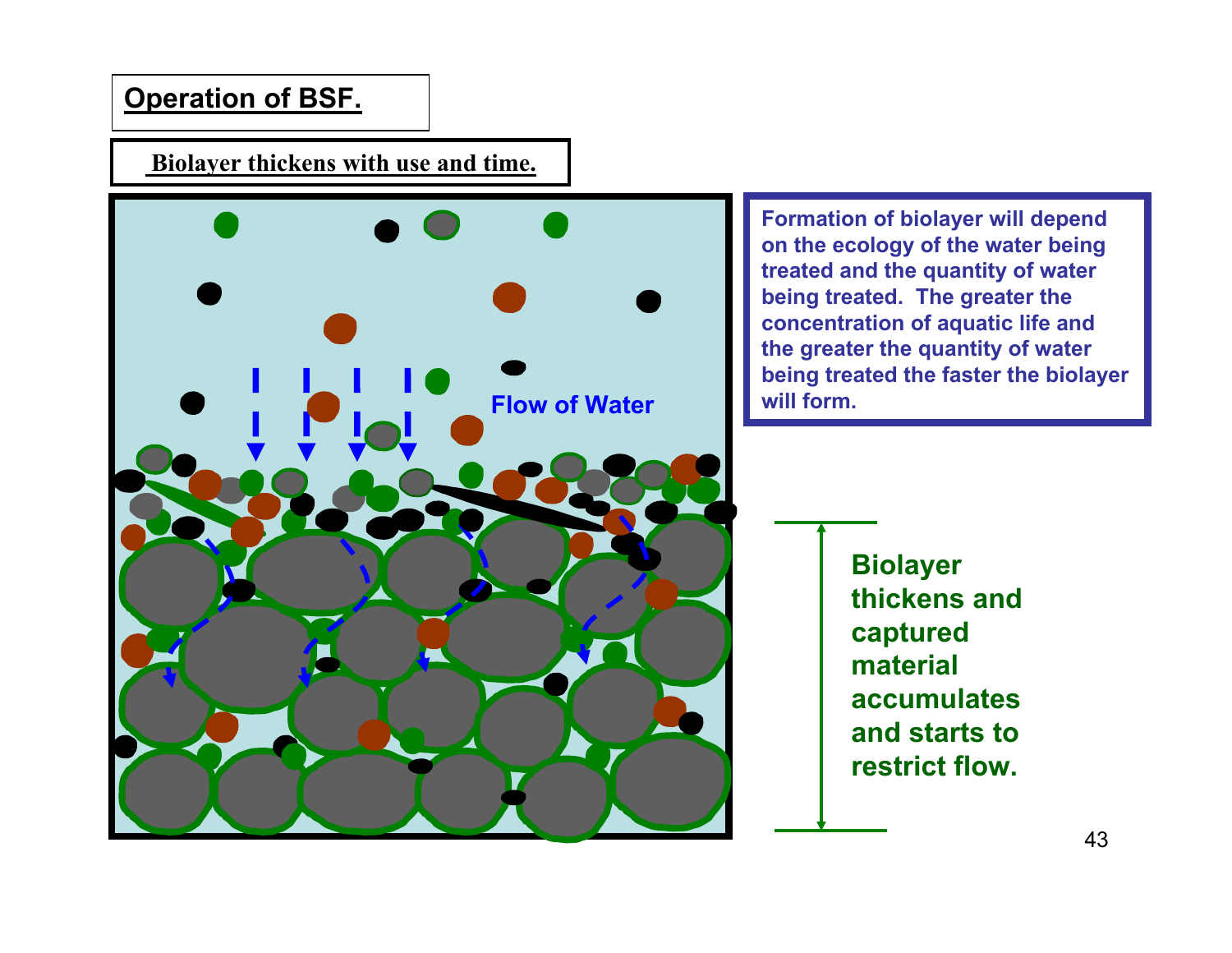## Operation of BSF.

**Biolayer thickens with use and time.**

Flow of Water

Formation of biolayer will depend on the ecology of the water being treated and the quantity of water being treated. The greater the concentration of aquatic life and the greater the quantity of water being treated the faster the biolayer will form.

Biolayer thickens and captured material accumulates and starts to restrict flow.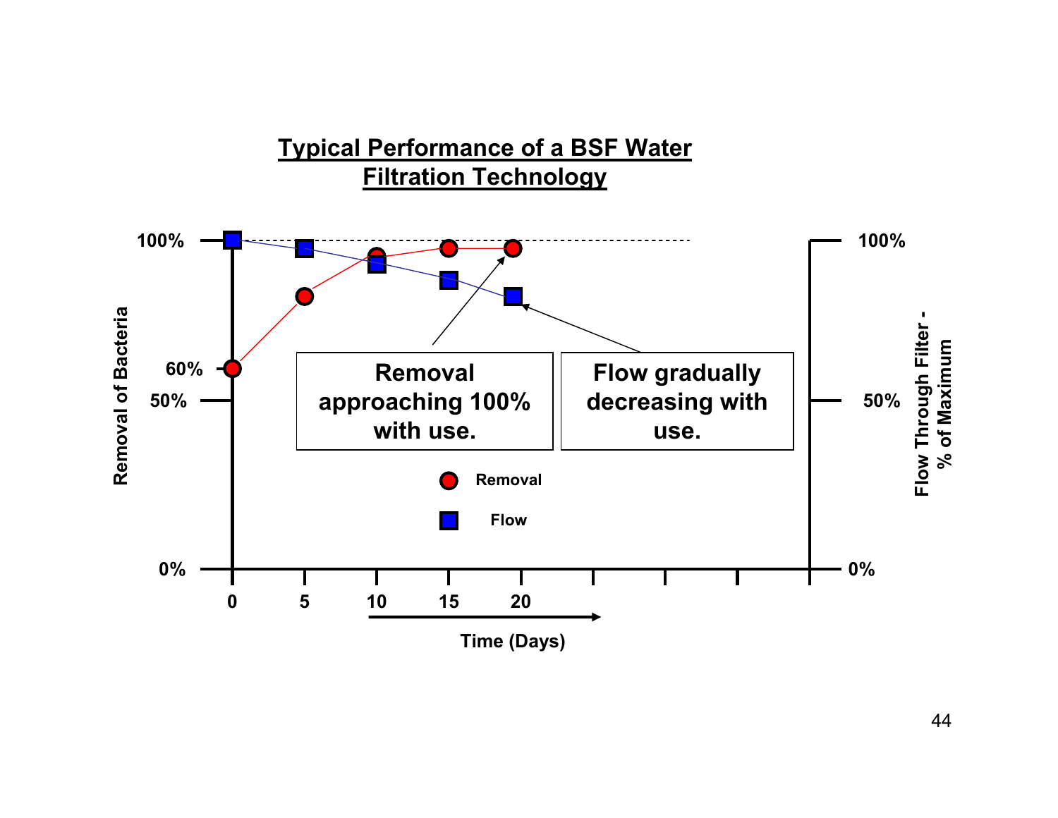## Typical Performance of a BSF Water Filtration Technology

Removal of Bacteria: 100%, 60%, 50%, 0%

Flow Through Filter - % of Maximum: 100%, 50%, 0%

Time (Days): 0, 5, 10, 15, 20

Removal approaching 100% with use.

Flow gradually decreasing with use.

- Removal
- Flow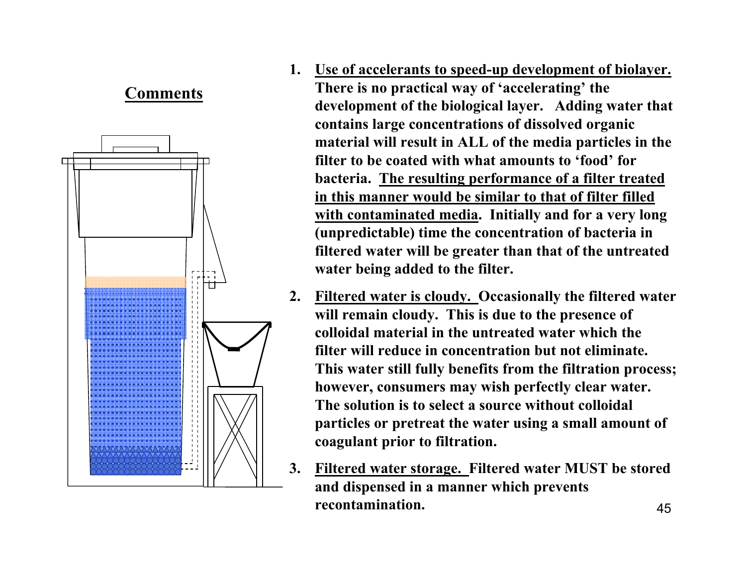## Comments

1. **<u>Use of accelerants to speed-up development of biolayer.</u> There is no practical way of 'accelerating' the development of the biological layer. Adding water that contains large concentrations of dissolved organic material will result in ALL of the media particles in the filter to be coated with what amounts to 'food' for bacteria. <u>The resulting performance of a filter treated in this manner would be similar to that of filter filled with contaminated media</u>. Initially and for a very long (unpredictable) time the concentration of bacteria in filtered water will be greater than that of the untreated water being added to the filter.**

2. **<u>Filtered water is cloudy.</u> Occasionally the filtered water will remain cloudy. This is due to the presence of colloidal material in the untreated water which the filter will reduce in concentration but not eliminate. This water still fully benefits from the filtration process; however, consumers may wish perfectly clear water. The solution is to select a source without colloidal particles or pretreat the water using a small amount of coagulant prior to filtration.**

3. **<u>Filtered water storage.</u> Filtered water MUST be stored and dispensed in a manner which prevents recontamination.**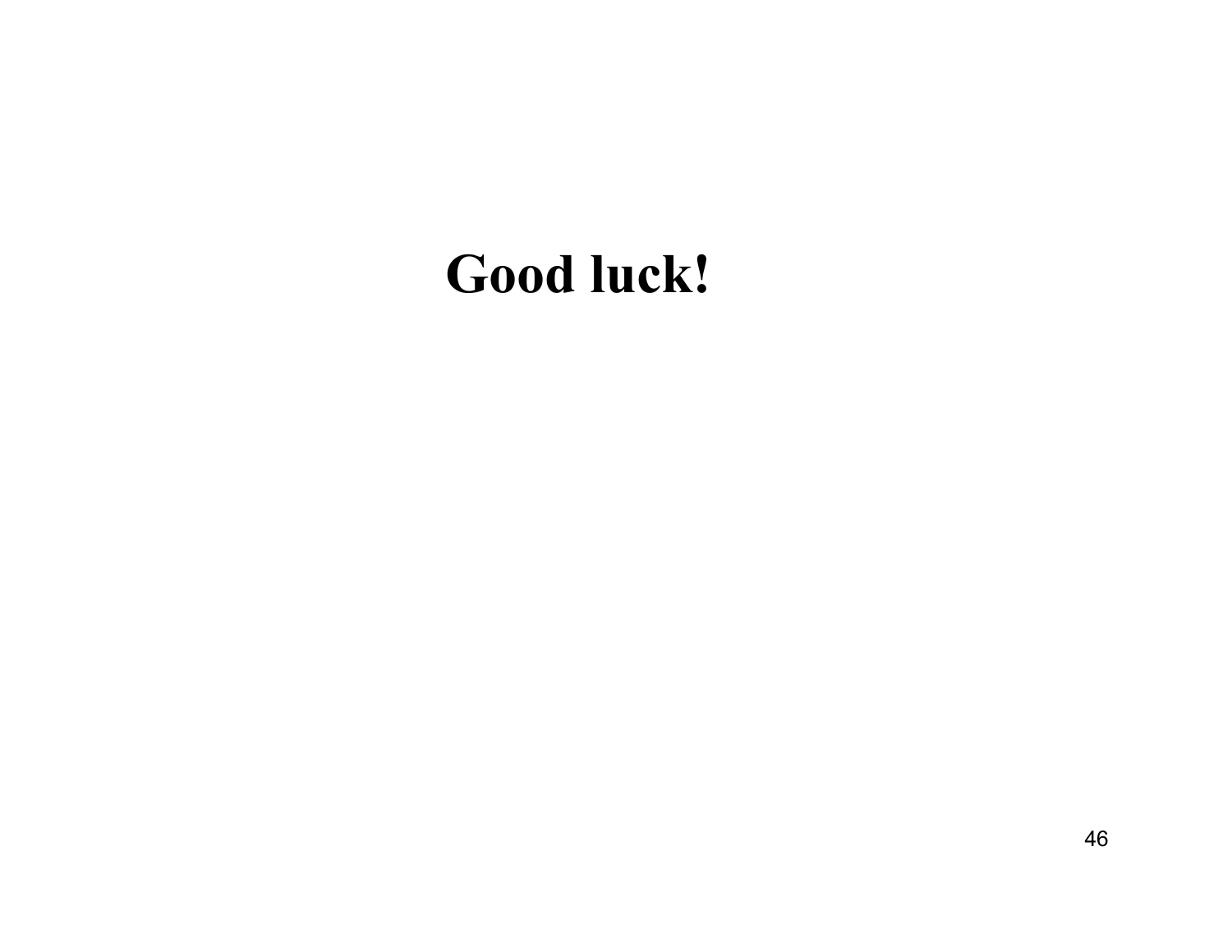# Good luck!